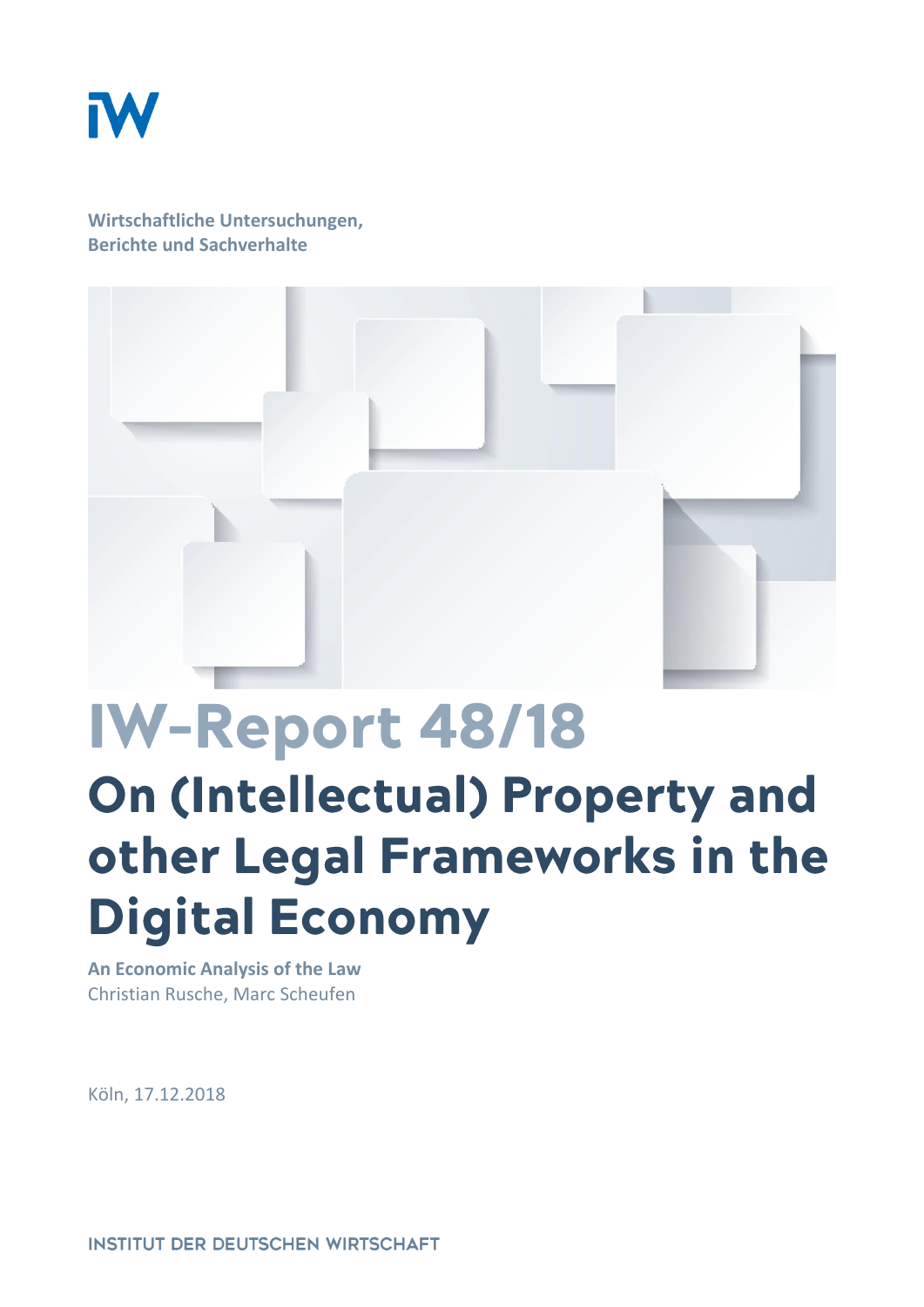Wirtschaftliche Untersuchungen,
Berichte und Sachverhalte

# IW-Report 48/18

# On (Intellectual) Property and other Legal Frameworks in the Digital Economy

**An Economic Analysis of the Law**
Christian Rusche, Marc Scheufen

Köln, 17.12.2018

INSTITUT DER DEUTSCHEN WIRTSCHAFT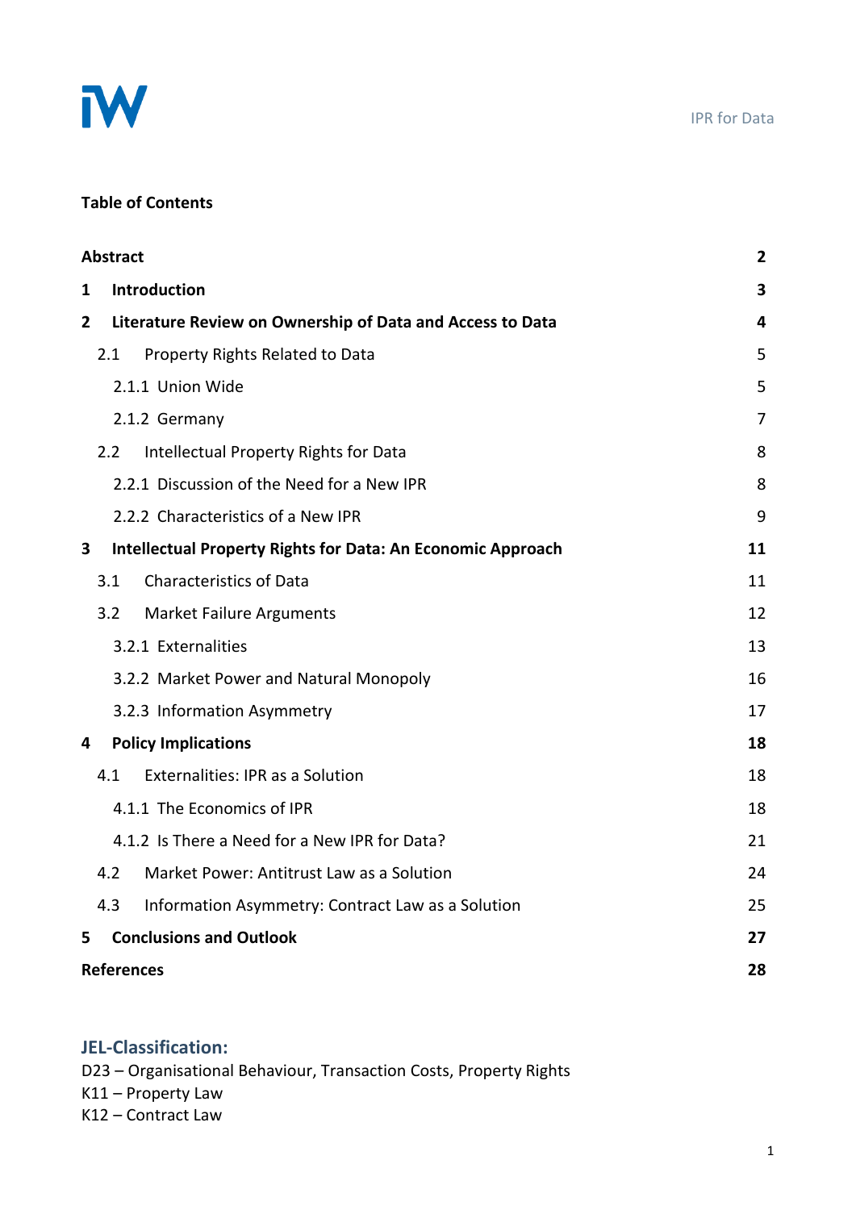**Table of Contents**

| | |
|---|---|
| **Abstract** | **2** |
| **1 Introduction** | **3** |
| **2 Literature Review on Ownership of Data and Access to Data** | **4** |
| 2.1 Property Rights Related to Data | 5 |
| 2.1.1 Union Wide | 5 |
| 2.1.2 Germany | 7 |
| 2.2 Intellectual Property Rights for Data | 8 |
| 2.2.1 Discussion of the Need for a New IPR | 8 |
| 2.2.2 Characteristics of a New IPR | 9 |
| **3 Intellectual Property Rights for Data: An Economic Approach** | **11** |
| 3.1 Characteristics of Data | 11 |
| 3.2 Market Failure Arguments | 12 |
| 3.2.1 Externalities | 13 |
| 3.2.2 Market Power and Natural Monopoly | 16 |
| 3.2.3 Information Asymmetry | 17 |
| **4 Policy Implications** | **18** |
| 4.1 Externalities: IPR as a Solution | 18 |
| 4.1.1 The Economics of IPR | 18 |
| 4.1.2 Is There a Need for a New IPR for Data? | 21 |
| 4.2 Market Power: Antitrust Law as a Solution | 24 |
| 4.3 Information Asymmetry: Contract Law as a Solution | 25 |
| **5 Conclusions and Outlook** | **27** |
| **References** | **28** |

**JEL-Classification:**

D23 – Organisational Behaviour, Transaction Costs, Property Rights
K11 – Property Law
K12 – Contract Law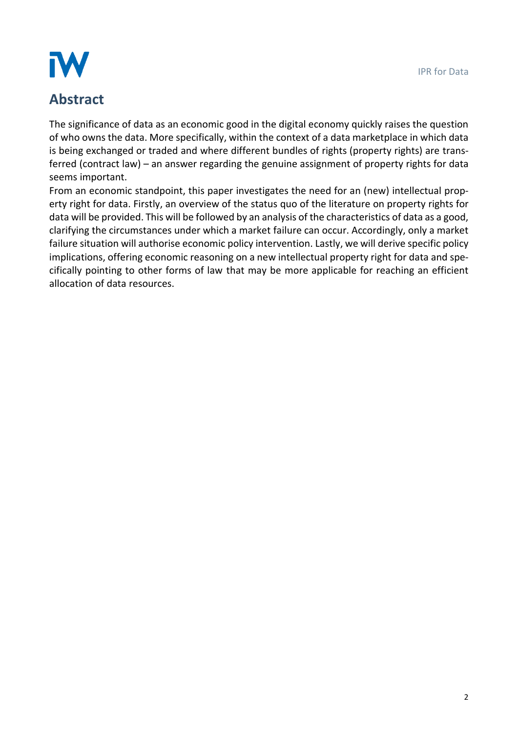## Abstract

The significance of data as an economic good in the digital economy quickly raises the question of who owns the data. More specifically, within the context of a data marketplace in which data is being exchanged or traded and where different bundles of rights (property rights) are transferred (contract law) – an answer regarding the genuine assignment of property rights for data seems important.

From an economic standpoint, this paper investigates the need for an (new) intellectual property right for data. Firstly, an overview of the status quo of the literature on property rights for data will be provided. This will be followed by an analysis of the characteristics of data as a good, clarifying the circumstances under which a market failure can occur. Accordingly, only a market failure situation will authorise economic policy intervention. Lastly, we will derive specific policy implications, offering economic reasoning on a new intellectual property right for data and specifically pointing to other forms of law that may be more applicable for reaching an efficient allocation of data resources.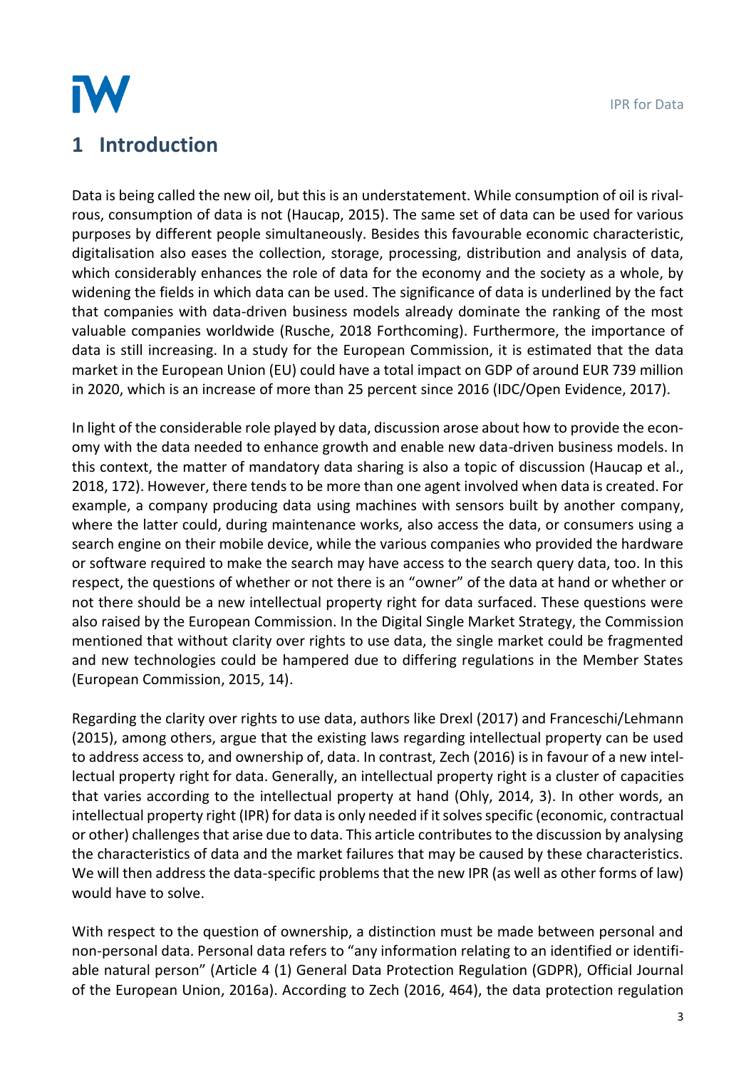# 1 Introduction

Data is being called the new oil, but this is an understatement. While consumption of oil is rivalrous, consumption of data is not (Haucap, 2015). The same set of data can be used for various purposes by different people simultaneously. Besides this favourable economic characteristic, digitalisation also eases the collection, storage, processing, distribution and analysis of data, which considerably enhances the role of data for the economy and the society as a whole, by widening the fields in which data can be used. The significance of data is underlined by the fact that companies with data-driven business models already dominate the ranking of the most valuable companies worldwide (Rusche, 2018 Forthcoming). Furthermore, the importance of data is still increasing. In a study for the European Commission, it is estimated that the data market in the European Union (EU) could have a total impact on GDP of around EUR 739 million in 2020, which is an increase of more than 25 percent since 2016 (IDC/Open Evidence, 2017).

In light of the considerable role played by data, discussion arose about how to provide the economy with the data needed to enhance growth and enable new data-driven business models. In this context, the matter of mandatory data sharing is also a topic of discussion (Haucap et al., 2018, 172). However, there tends to be more than one agent involved when data is created. For example, a company producing data using machines with sensors built by another company, where the latter could, during maintenance works, also access the data, or consumers using a search engine on their mobile device, while the various companies who provided the hardware or software required to make the search may have access to the search query data, too. In this respect, the questions of whether or not there is an "owner" of the data at hand or whether or not there should be a new intellectual property right for data surfaced. These questions were also raised by the European Commission. In the Digital Single Market Strategy, the Commission mentioned that without clarity over rights to use data, the single market could be fragmented and new technologies could be hampered due to differing regulations in the Member States (European Commission, 2015, 14).

Regarding the clarity over rights to use data, authors like Drexl (2017) and Franceschi/Lehmann (2015), among others, argue that the existing laws regarding intellectual property can be used to address access to, and ownership of, data. In contrast, Zech (2016) is in favour of a new intellectual property right for data. Generally, an intellectual property right is a cluster of capacities that varies according to the intellectual property at hand (Ohly, 2014, 3). In other words, an intellectual property right (IPR) for data is only needed if it solves specific (economic, contractual or other) challenges that arise due to data. This article contributes to the discussion by analysing the characteristics of data and the market failures that may be caused by these characteristics. We will then address the data-specific problems that the new IPR (as well as other forms of law) would have to solve.

With respect to the question of ownership, a distinction must be made between personal and non-personal data. Personal data refers to "any information relating to an identified or identifiable natural person" (Article 4 (1) General Data Protection Regulation (GDPR), Official Journal of the European Union, 2016a). According to Zech (2016, 464), the data protection regulation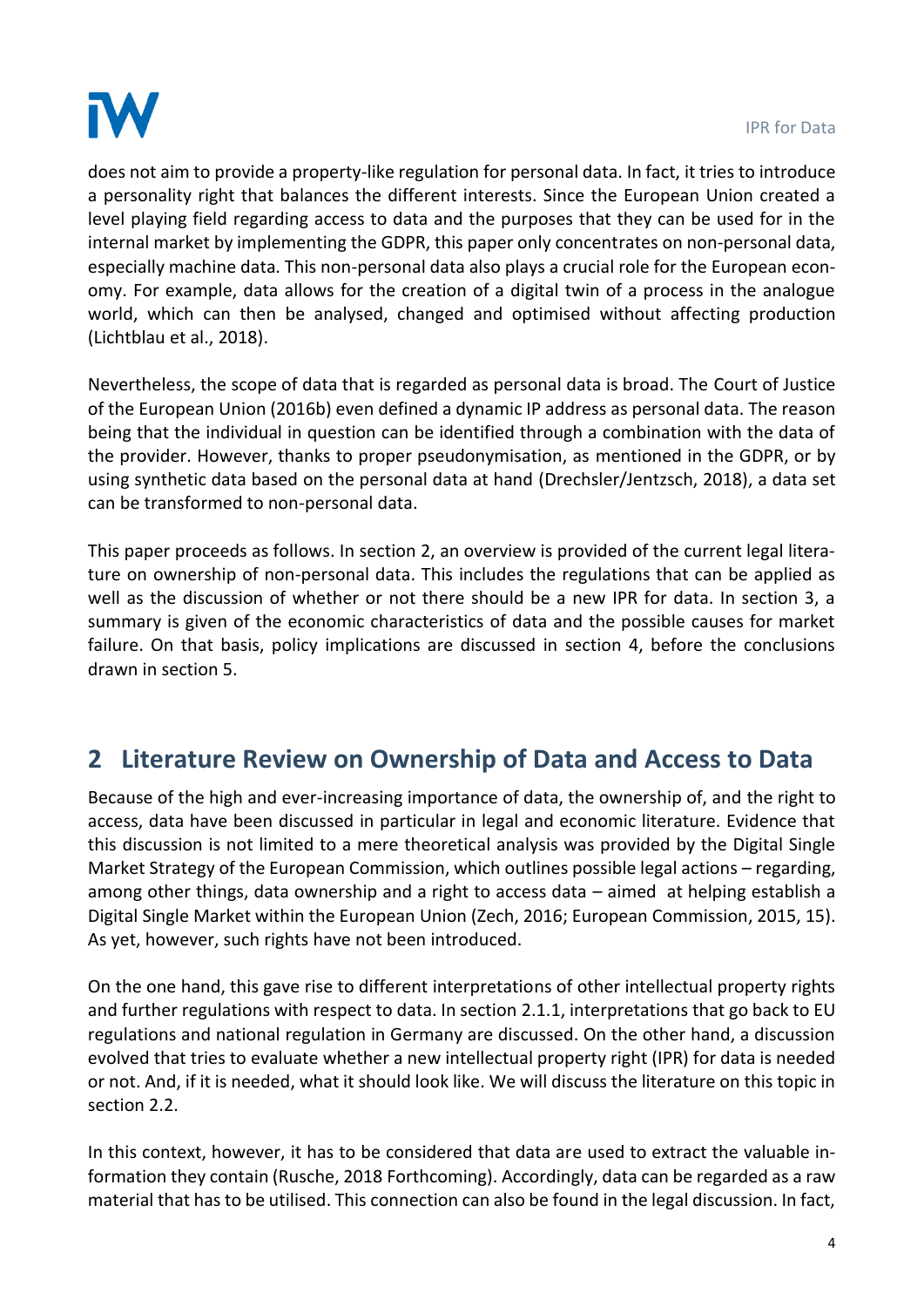does not aim to provide a property-like regulation for personal data. In fact, it tries to introduce a personality right that balances the different interests. Since the European Union created a level playing field regarding access to data and the purposes that they can be used for in the internal market by implementing the GDPR, this paper only concentrates on non-personal data, especially machine data. This non-personal data also plays a crucial role for the European economy. For example, data allows for the creation of a digital twin of a process in the analogue world, which can then be analysed, changed and optimised without affecting production (Lichtblau et al., 2018).

Nevertheless, the scope of data that is regarded as personal data is broad. The Court of Justice of the European Union (2016b) even defined a dynamic IP address as personal data. The reason being that the individual in question can be identified through a combination with the data of the provider. However, thanks to proper pseudonymisation, as mentioned in the GDPR, or by using synthetic data based on the personal data at hand (Drechsler/Jentzsch, 2018), a data set can be transformed to non-personal data.

This paper proceeds as follows. In section 2, an overview is provided of the current legal literature on ownership of non-personal data. This includes the regulations that can be applied as well as the discussion of whether or not there should be a new IPR for data. In section 3, a summary is given of the economic characteristics of data and the possible causes for market failure. On that basis, policy implications are discussed in section 4, before the conclusions drawn in section 5.

## 2 Literature Review on Ownership of Data and Access to Data

Because of the high and ever-increasing importance of data, the ownership of, and the right to access, data have been discussed in particular in legal and economic literature. Evidence that this discussion is not limited to a mere theoretical analysis was provided by the Digital Single Market Strategy of the European Commission, which outlines possible legal actions – regarding, among other things, data ownership and a right to access data – aimed at helping establish a Digital Single Market within the European Union (Zech, 2016; European Commission, 2015, 15). As yet, however, such rights have not been introduced.

On the one hand, this gave rise to different interpretations of other intellectual property rights and further regulations with respect to data. In section 2.1.1, interpretations that go back to EU regulations and national regulation in Germany are discussed. On the other hand, a discussion evolved that tries to evaluate whether a new intellectual property right (IPR) for data is needed or not. And, if it is needed, what it should look like. We will discuss the literature on this topic in section 2.2.

In this context, however, it has to be considered that data are used to extract the valuable information they contain (Rusche, 2018 Forthcoming). Accordingly, data can be regarded as a raw material that has to be utilised. This connection can also be found in the legal discussion. In fact,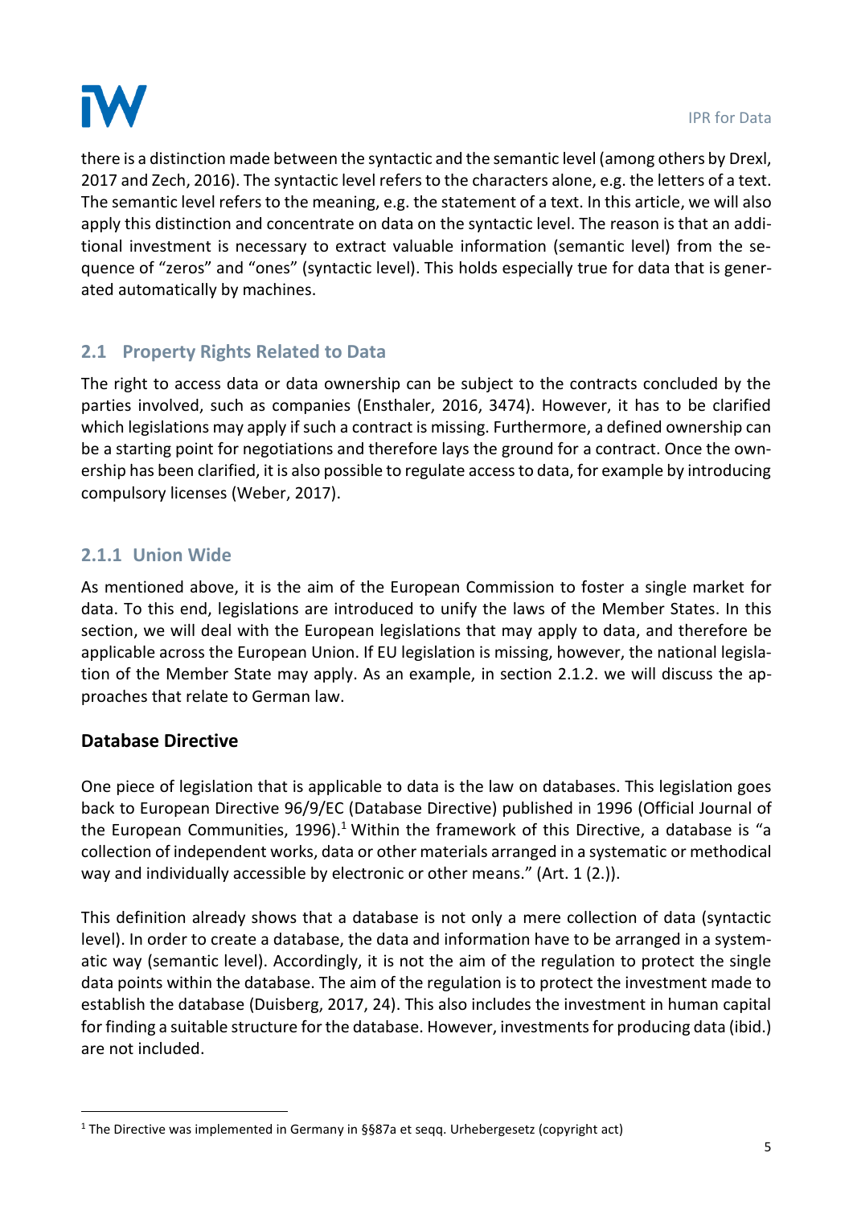there is a distinction made between the syntactic and the semantic level (among others by Drexl, 2017 and Zech, 2016). The syntactic level refers to the characters alone, e.g. the letters of a text. The semantic level refers to the meaning, e.g. the statement of a text. In this article, we will also apply this distinction and concentrate on data on the syntactic level. The reason is that an additional investment is necessary to extract valuable information (semantic level) from the sequence of "zeros" and "ones" (syntactic level). This holds especially true for data that is generated automatically by machines.

## 2.1 Property Rights Related to Data

The right to access data or data ownership can be subject to the contracts concluded by the parties involved, such as companies (Ensthaler, 2016, 3474). However, it has to be clarified which legislations may apply if such a contract is missing. Furthermore, a defined ownership can be a starting point for negotiations and therefore lays the ground for a contract. Once the ownership has been clarified, it is also possible to regulate access to data, for example by introducing compulsory licenses (Weber, 2017).

### 2.1.1 Union Wide

As mentioned above, it is the aim of the European Commission to foster a single market for data. To this end, legislations are introduced to unify the laws of the Member States. In this section, we will deal with the European legislations that may apply to data, and therefore be applicable across the European Union. If EU legislation is missing, however, the national legislation of the Member State may apply. As an example, in section 2.1.2. we will discuss the approaches that relate to German law.

**Database Directive**

One piece of legislation that is applicable to data is the law on databases. This legislation goes back to European Directive 96/9/EC (Database Directive) published in 1996 (Official Journal of the European Communities, 1996).[1] Within the framework of this Directive, a database is "a collection of independent works, data or other materials arranged in a systematic or methodical way and individually accessible by electronic or other means." (Art. 1 (2.)).

This definition already shows that a database is not only a mere collection of data (syntactic level). In order to create a database, the data and information have to be arranged in a systematic way (semantic level). Accordingly, it is not the aim of the regulation to protect the single data points within the database. The aim of the regulation is to protect the investment made to establish the database (Duisberg, 2017, 24). This also includes the investment in human capital for finding a suitable structure for the database. However, investments for producing data (ibid.) are not included.

[1] The Directive was implemented in Germany in §§87a et seqq. Urhebergesetz (copyright act)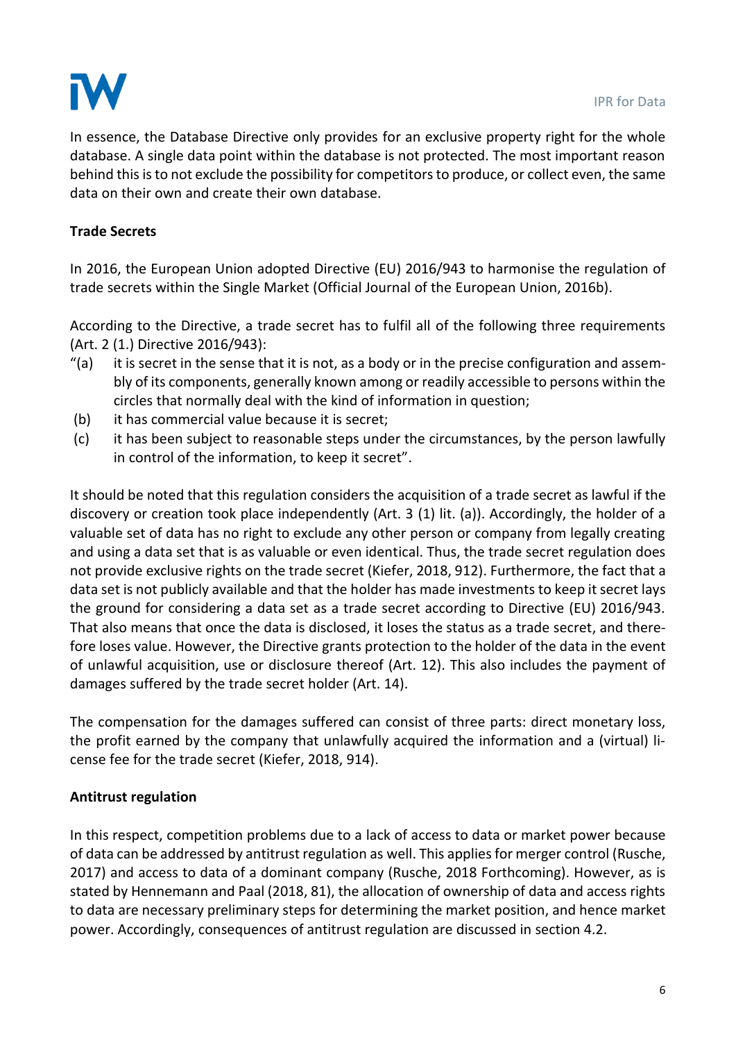In essence, the Database Directive only provides for an exclusive property right for the whole database. A single data point within the database is not protected. The most important reason behind this is to not exclude the possibility for competitors to produce, or collect even, the same data on their own and create their own database.

**Trade Secrets**

In 2016, the European Union adopted Directive (EU) 2016/943 to harmonise the regulation of trade secrets within the Single Market (Official Journal of the European Union, 2016b).

According to the Directive, a trade secret has to fulfil all of the following three requirements (Art. 2 (1.) Directive 2016/943):

"(a) it is secret in the sense that it is not, as a body or in the precise configuration and assembly of its components, generally known among or readily accessible to persons within the circles that normally deal with the kind of information in question;

(b) it has commercial value because it is secret;

(c) it has been subject to reasonable steps under the circumstances, by the person lawfully in control of the information, to keep it secret".

It should be noted that this regulation considers the acquisition of a trade secret as lawful if the discovery or creation took place independently (Art. 3 (1) lit. (a)). Accordingly, the holder of a valuable set of data has no right to exclude any other person or company from legally creating and using a data set that is as valuable or even identical. Thus, the trade secret regulation does not provide exclusive rights on the trade secret (Kiefer, 2018, 912). Furthermore, the fact that a data set is not publicly available and that the holder has made investments to keep it secret lays the ground for considering a data set as a trade secret according to Directive (EU) 2016/943. That also means that once the data is disclosed, it loses the status as a trade secret, and therefore loses value. However, the Directive grants protection to the holder of the data in the event of unlawful acquisition, use or disclosure thereof (Art. 12). This also includes the payment of damages suffered by the trade secret holder (Art. 14).

The compensation for the damages suffered can consist of three parts: direct monetary loss, the profit earned by the company that unlawfully acquired the information and a (virtual) license fee for the trade secret (Kiefer, 2018, 914).

**Antitrust regulation**

In this respect, competition problems due to a lack of access to data or market power because of data can be addressed by antitrust regulation as well. This applies for merger control (Rusche, 2017) and access to data of a dominant company (Rusche, 2018 Forthcoming). However, as is stated by Hennemann and Paal (2018, 81), the allocation of ownership of data and access rights to data are necessary preliminary steps for determining the market position, and hence market power. Accordingly, consequences of antitrust regulation are discussed in section 4.2.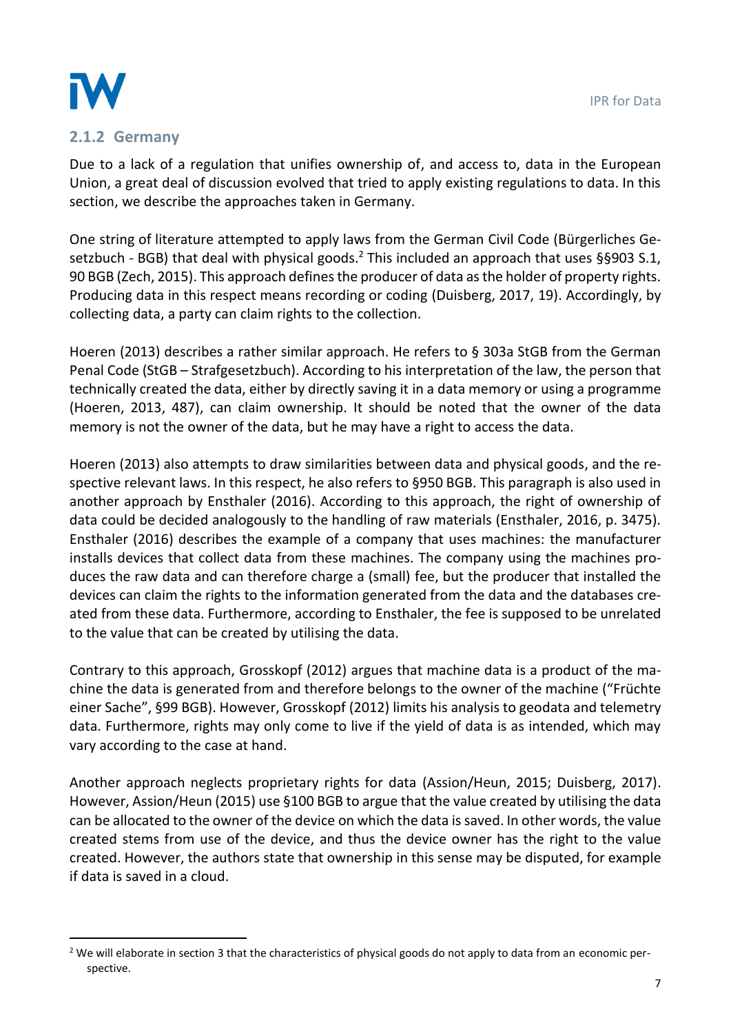### 2.1.2 Germany

Due to a lack of a regulation that unifies ownership of, and access to, data in the European Union, a great deal of discussion evolved that tried to apply existing regulations to data. In this section, we describe the approaches taken in Germany.

One string of literature attempted to apply laws from the German Civil Code (Bürgerliches Gesetzbuch - BGB) that deal with physical goods.[2] This included an approach that uses §§903 S.1, 90 BGB (Zech, 2015). This approach defines the producer of data as the holder of property rights. Producing data in this respect means recording or coding (Duisberg, 2017, 19). Accordingly, by collecting data, a party can claim rights to the collection.

Hoeren (2013) describes a rather similar approach. He refers to § 303a StGB from the German Penal Code (StGB – Strafgesetzbuch). According to his interpretation of the law, the person that technically created the data, either by directly saving it in a data memory or using a programme (Hoeren, 2013, 487), can claim ownership. It should be noted that the owner of the data memory is not the owner of the data, but he may have a right to access the data.

Hoeren (2013) also attempts to draw similarities between data and physical goods, and the respective relevant laws. In this respect, he also refers to §950 BGB. This paragraph is also used in another approach by Ensthaler (2016). According to this approach, the right of ownership of data could be decided analogously to the handling of raw materials (Ensthaler, 2016, p. 3475). Ensthaler (2016) describes the example of a company that uses machines: the manufacturer installs devices that collect data from these machines. The company using the machines produces the raw data and can therefore charge a (small) fee, but the producer that installed the devices can claim the rights to the information generated from the data and the databases created from these data. Furthermore, according to Ensthaler, the fee is supposed to be unrelated to the value that can be created by utilising the data.

Contrary to this approach, Grosskopf (2012) argues that machine data is a product of the machine the data is generated from and therefore belongs to the owner of the machine ("Früchte einer Sache", §99 BGB). However, Grosskopf (2012) limits his analysis to geodata and telemetry data. Furthermore, rights may only come to live if the yield of data is as intended, which may vary according to the case at hand.

Another approach neglects proprietary rights for data (Assion/Heun, 2015; Duisberg, 2017). However, Assion/Heun (2015) use §100 BGB to argue that the value created by utilising the data can be allocated to the owner of the device on which the data is saved. In other words, the value created stems from use of the device, and thus the device owner has the right to the value created. However, the authors state that ownership in this sense may be disputed, for example if data is saved in a cloud.

[2] We will elaborate in section 3 that the characteristics of physical goods do not apply to data from an economic perspective.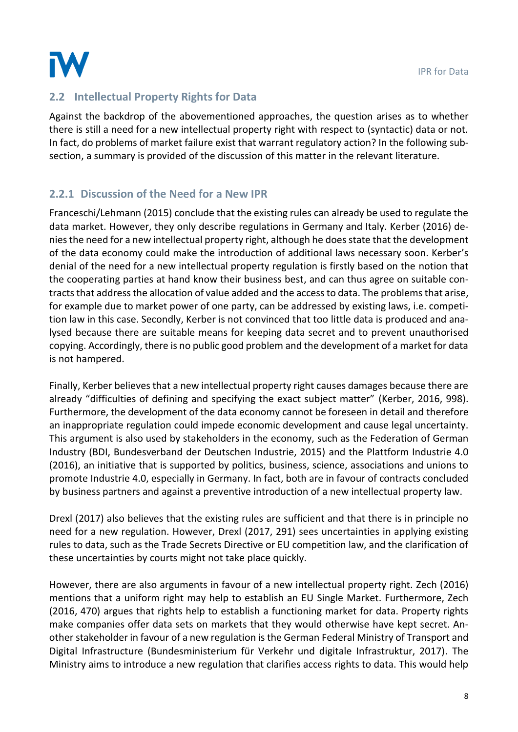## 2.2 Intellectual Property Rights for Data

Against the backdrop of the abovementioned approaches, the question arises as to whether there is still a need for a new intellectual property right with respect to (syntactic) data or not. In fact, do problems of market failure exist that warrant regulatory action? In the following subsection, a summary is provided of the discussion of this matter in the relevant literature.

### 2.2.1 Discussion of the Need for a New IPR

Franceschi/Lehmann (2015) conclude that the existing rules can already be used to regulate the data market. However, they only describe regulations in Germany and Italy. Kerber (2016) denies the need for a new intellectual property right, although he does state that the development of the data economy could make the introduction of additional laws necessary soon. Kerber's denial of the need for a new intellectual property regulation is firstly based on the notion that the cooperating parties at hand know their business best, and can thus agree on suitable contracts that address the allocation of value added and the access to data. The problems that arise, for example due to market power of one party, can be addressed by existing laws, i.e. competition law in this case. Secondly, Kerber is not convinced that too little data is produced and analysed because there are suitable means for keeping data secret and to prevent unauthorised copying. Accordingly, there is no public good problem and the development of a market for data is not hampered.

Finally, Kerber believes that a new intellectual property right causes damages because there are already "difficulties of defining and specifying the exact subject matter" (Kerber, 2016, 998). Furthermore, the development of the data economy cannot be foreseen in detail and therefore an inappropriate regulation could impede economic development and cause legal uncertainty. This argument is also used by stakeholders in the economy, such as the Federation of German Industry (BDI, Bundesverband der Deutschen Industrie, 2015) and the Plattform Industrie 4.0 (2016), an initiative that is supported by politics, business, science, associations and unions to promote Industrie 4.0, especially in Germany. In fact, both are in favour of contracts concluded by business partners and against a preventive introduction of a new intellectual property law.

Drexl (2017) also believes that the existing rules are sufficient and that there is in principle no need for a new regulation. However, Drexl (2017, 291) sees uncertainties in applying existing rules to data, such as the Trade Secrets Directive or EU competition law, and the clarification of these uncertainties by courts might not take place quickly.

However, there are also arguments in favour of a new intellectual property right. Zech (2016) mentions that a uniform right may help to establish an EU Single Market. Furthermore, Zech (2016, 470) argues that rights help to establish a functioning market for data. Property rights make companies offer data sets on markets that they would otherwise have kept secret. Another stakeholder in favour of a new regulation is the German Federal Ministry of Transport and Digital Infrastructure (Bundesministerium für Verkehr und digitale Infrastruktur, 2017). The Ministry aims to introduce a new regulation that clarifies access rights to data. This would help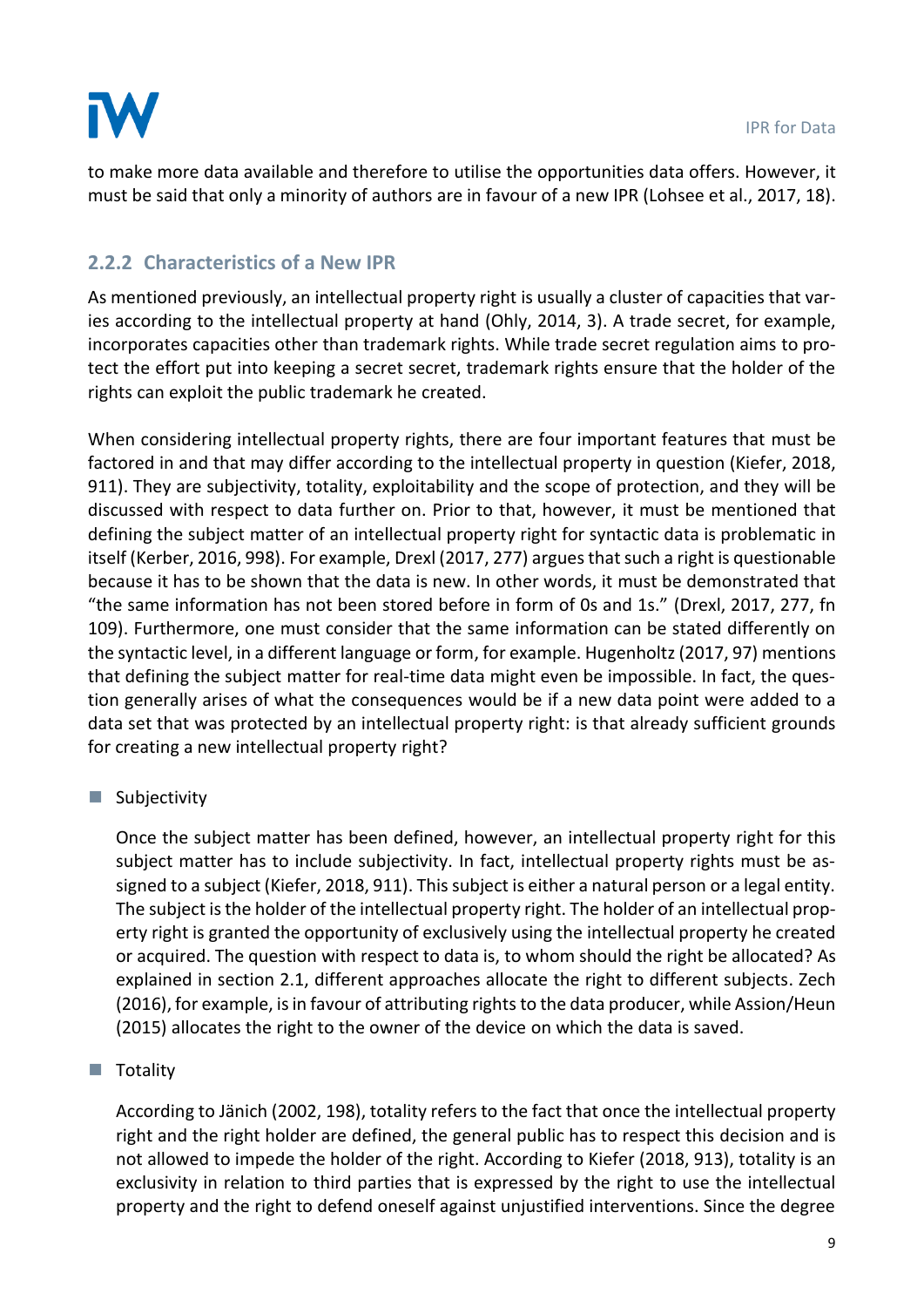to make more data available and therefore to utilise the opportunities data offers. However, it must be said that only a minority of authors are in favour of a new IPR (Lohsee et al., 2017, 18).

### 2.2.2 Characteristics of a New IPR

As mentioned previously, an intellectual property right is usually a cluster of capacities that varies according to the intellectual property at hand (Ohly, 2014, 3). A trade secret, for example, incorporates capacities other than trademark rights. While trade secret regulation aims to protect the effort put into keeping a secret secret, trademark rights ensure that the holder of the rights can exploit the public trademark he created.

When considering intellectual property rights, there are four important features that must be factored in and that may differ according to the intellectual property in question (Kiefer, 2018, 911). They are subjectivity, totality, exploitability and the scope of protection, and they will be discussed with respect to data further on. Prior to that, however, it must be mentioned that defining the subject matter of an intellectual property right for syntactic data is problematic in itself (Kerber, 2016, 998). For example, Drexl (2017, 277) argues that such a right is questionable because it has to be shown that the data is new. In other words, it must be demonstrated that "the same information has not been stored before in form of 0s and 1s." (Drexl, 2017, 277, fn 109). Furthermore, one must consider that the same information can be stated differently on the syntactic level, in a different language or form, for example. Hugenholtz (2017, 97) mentions that defining the subject matter for real-time data might even be impossible. In fact, the question generally arises of what the consequences would be if a new data point were added to a data set that was protected by an intellectual property right: is that already sufficient grounds for creating a new intellectual property right?

- Subjectivity

  Once the subject matter has been defined, however, an intellectual property right for this subject matter has to include subjectivity. In fact, intellectual property rights must be assigned to a subject (Kiefer, 2018, 911). This subject is either a natural person or a legal entity. The subject is the holder of the intellectual property right. The holder of an intellectual property right is granted the opportunity of exclusively using the intellectual property he created or acquired. The question with respect to data is, to whom should the right be allocated? As explained in section 2.1, different approaches allocate the right to different subjects. Zech (2016), for example, is in favour of attributing rights to the data producer, while Assion/Heun (2015) allocates the right to the owner of the device on which the data is saved.

- Totality

  According to Jänich (2002, 198), totality refers to the fact that once the intellectual property right and the right holder are defined, the general public has to respect this decision and is not allowed to impede the holder of the right. According to Kiefer (2018, 913), totality is an exclusivity in relation to third parties that is expressed by the right to use the intellectual property and the right to defend oneself against unjustified interventions. Since the degree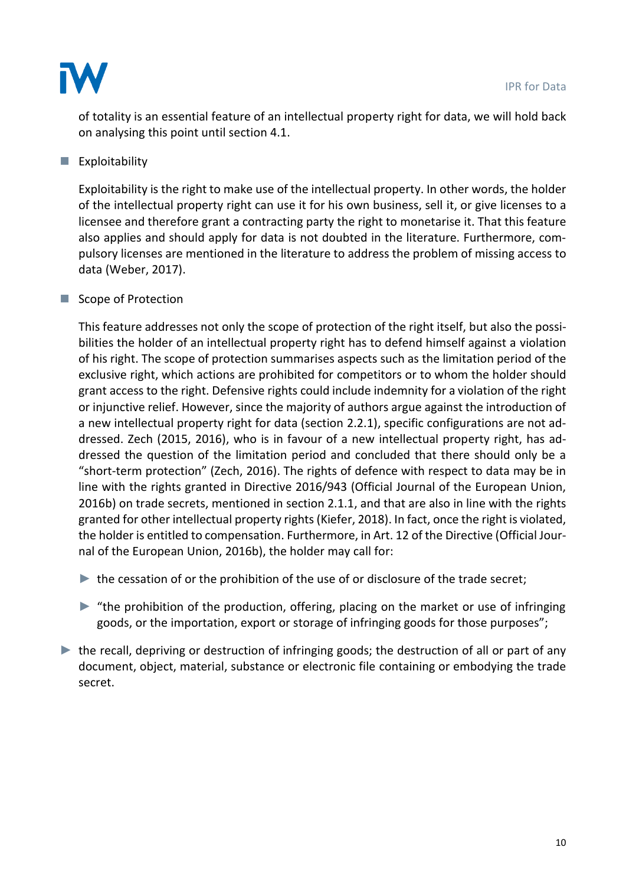of totality is an essential feature of an intellectual property right for data, we will hold back on analysing this point until section 4.1.

- Exploitability

  Exploitability is the right to make use of the intellectual property. In other words, the holder of the intellectual property right can use it for his own business, sell it, or give licenses to a licensee and therefore grant a contracting party the right to monetarise it. That this feature also applies and should apply for data is not doubted in the literature. Furthermore, compulsory licenses are mentioned in the literature to address the problem of missing access to data (Weber, 2017).

- Scope of Protection

  This feature addresses not only the scope of protection of the right itself, but also the possibilities the holder of an intellectual property right has to defend himself against a violation of his right. The scope of protection summarises aspects such as the limitation period of the exclusive right, which actions are prohibited for competitors or to whom the holder should grant access to the right. Defensive rights could include indemnity for a violation of the right or injunctive relief. However, since the majority of authors argue against the introduction of a new intellectual property right for data (section 2.2.1), specific configurations are not addressed. Zech (2015, 2016), who is in favour of a new intellectual property right, has addressed the question of the limitation period and concluded that there should only be a "short-term protection" (Zech, 2016). The rights of defence with respect to data may be in line with the rights granted in Directive 2016/943 (Official Journal of the European Union, 2016b) on trade secrets, mentioned in section 2.1.1, and that are also in line with the rights granted for other intellectual property rights (Kiefer, 2018). In fact, once the right is violated, the holder is entitled to compensation. Furthermore, in Art. 12 of the Directive (Official Journal of the European Union, 2016b), the holder may call for:

  - the cessation of or the prohibition of the use of or disclosure of the trade secret;
  - "the prohibition of the production, offering, placing on the market or use of infringing goods, or the importation, export or storage of infringing goods for those purposes";

- the recall, depriving or destruction of infringing goods; the destruction of all or part of any document, object, material, substance or electronic file containing or embodying the trade secret.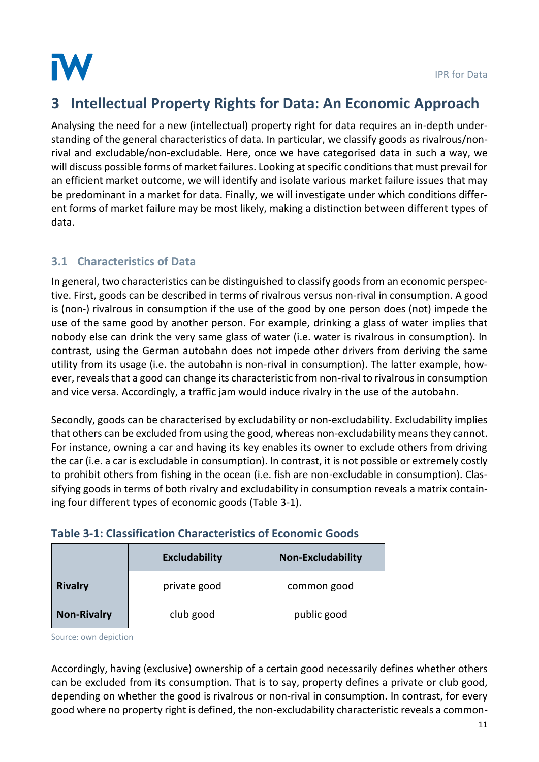# 3 Intellectual Property Rights for Data: An Economic Approach

Analysing the need for a new (intellectual) property right for data requires an in-depth understanding of the general characteristics of data. In particular, we classify goods as rivalrous/non-rival and excludable/non-excludable. Here, once we have categorised data in such a way, we will discuss possible forms of market failures. Looking at specific conditions that must prevail for an efficient market outcome, we will identify and isolate various market failure issues that may be predominant in a market for data. Finally, we will investigate under which conditions different forms of market failure may be most likely, making a distinction between different types of data.

## 3.1 Characteristics of Data

In general, two characteristics can be distinguished to classify goods from an economic perspective. First, goods can be described in terms of rivalrous versus non-rival in consumption. A good is (non-) rivalrous in consumption if the use of the good by one person does (not) impede the use of the same good by another person. For example, drinking a glass of water implies that nobody else can drink the very same glass of water (i.e. water is rivalrous in consumption). In contrast, using the German autobahn does not impede other drivers from deriving the same utility from its usage (i.e. the autobahn is non-rival in consumption). The latter example, however, reveals that a good can change its characteristic from non-rival to rivalrous in consumption and vice versa. Accordingly, a traffic jam would induce rivalry in the use of the autobahn.

Secondly, goods can be characterised by excludability or non-excludability. Excludability implies that others can be excluded from using the good, whereas non-excludability means they cannot. For instance, owning a car and having its key enables its owner to exclude others from driving the car (i.e. a car is excludable in consumption). In contrast, it is not possible or extremely costly to prohibit others from fishing in the ocean (i.e. fish are non-excludable in consumption). Classifying goods in terms of both rivalry and excludability in consumption reveals a matrix containing four different types of economic goods (Table 3-1).

**Table 3-1: Classification Characteristics of Economic Goods**

| | Excludability | Non-Excludability |
|---|---|---|
| **Rivalry** | private good | common good |
| **Non-Rivalry** | club good | public good |

Source: own depiction

Accordingly, having (exclusive) ownership of a certain good necessarily defines whether others can be excluded from its consumption. That is to say, property defines a private or club good, depending on whether the good is rivalrous or non-rival in consumption. In contrast, for every good where no property right is defined, the non-excludability characteristic reveals a common-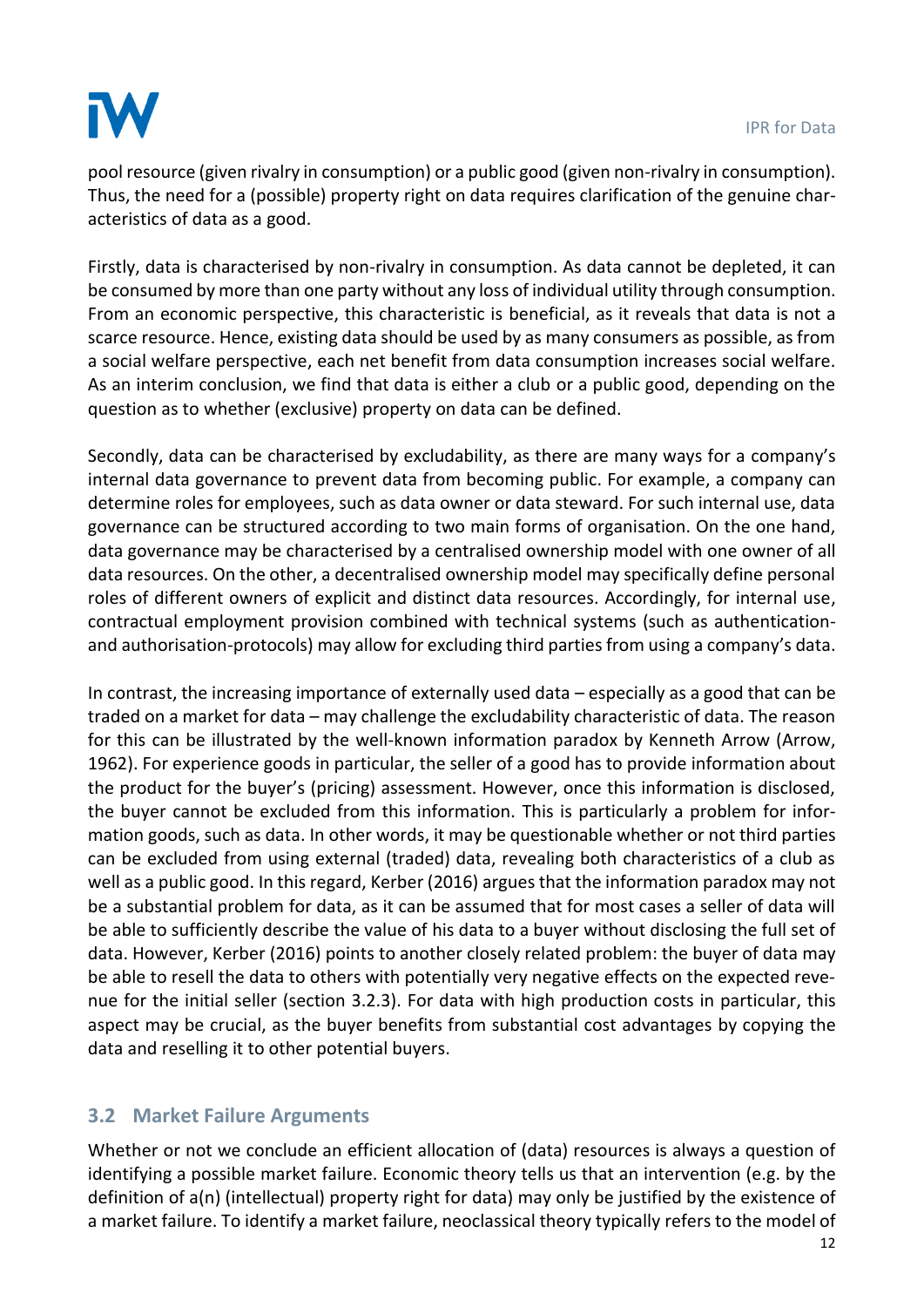pool resource (given rivalry in consumption) or a public good (given non-rivalry in consumption). Thus, the need for a (possible) property right on data requires clarification of the genuine characteristics of data as a good.

Firstly, data is characterised by non-rivalry in consumption. As data cannot be depleted, it can be consumed by more than one party without any loss of individual utility through consumption. From an economic perspective, this characteristic is beneficial, as it reveals that data is not a scarce resource. Hence, existing data should be used by as many consumers as possible, as from a social welfare perspective, each net benefit from data consumption increases social welfare. As an interim conclusion, we find that data is either a club or a public good, depending on the question as to whether (exclusive) property on data can be defined.

Secondly, data can be characterised by excludability, as there are many ways for a company's internal data governance to prevent data from becoming public. For example, a company can determine roles for employees, such as data owner or data steward. For such internal use, data governance can be structured according to two main forms of organisation. On the one hand, data governance may be characterised by a centralised ownership model with one owner of all data resources. On the other, a decentralised ownership model may specifically define personal roles of different owners of explicit and distinct data resources. Accordingly, for internal use, contractual employment provision combined with technical systems (such as authentication- and authorisation-protocols) may allow for excluding third parties from using a company's data.

In contrast, the increasing importance of externally used data – especially as a good that can be traded on a market for data – may challenge the excludability characteristic of data. The reason for this can be illustrated by the well-known information paradox by Kenneth Arrow (Arrow, 1962). For experience goods in particular, the seller of a good has to provide information about the product for the buyer's (pricing) assessment. However, once this information is disclosed, the buyer cannot be excluded from this information. This is particularly a problem for information goods, such as data. In other words, it may be questionable whether or not third parties can be excluded from using external (traded) data, revealing both characteristics of a club as well as a public good. In this regard, Kerber (2016) argues that the information paradox may not be a substantial problem for data, as it can be assumed that for most cases a seller of data will be able to sufficiently describe the value of his data to a buyer without disclosing the full set of data. However, Kerber (2016) points to another closely related problem: the buyer of data may be able to resell the data to others with potentially very negative effects on the expected revenue for the initial seller (section 3.2.3). For data with high production costs in particular, this aspect may be crucial, as the buyer benefits from substantial cost advantages by copying the data and reselling it to other potential buyers.

## 3.2 Market Failure Arguments

Whether or not we conclude an efficient allocation of (data) resources is always a question of identifying a possible market failure. Economic theory tells us that an intervention (e.g. by the definition of a(n) (intellectual) property right for data) may only be justified by the existence of a market failure. To identify a market failure, neoclassical theory typically refers to the model of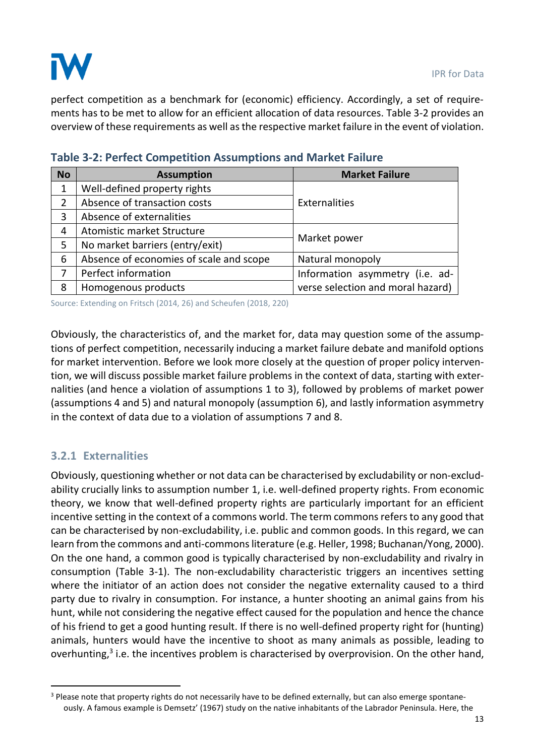perfect competition as a benchmark for (economic) efficiency. Accordingly, a set of requirements has to be met to allow for an efficient allocation of data resources. Table 3-2 provides an overview of these requirements as well as the respective market failure in the event of violation.

**Table 3-2: Perfect Competition Assumptions and Market Failure**

| No | Assumption | Market Failure |
|---|---|---|
| 1 | Well-defined property rights | Externalities |
| 2 | Absence of transaction costs | |
| 3 | Absence of externalities | |
| 4 | Atomistic market Structure | Market power |
| 5 | No market barriers (entry/exit) | |
| 6 | Absence of economies of scale and scope | Natural monopoly |
| 7 | Perfect information | Information asymmetry (i.e. adverse selection and moral hazard) |
| 8 | Homogenous products | |

Source: Extending on Fritsch (2014, 26) and Scheufen (2018, 220)

Obviously, the characteristics of, and the market for, data may question some of the assumptions of perfect competition, necessarily inducing a market failure debate and manifold options for market intervention. Before we look more closely at the question of proper policy intervention, we will discuss possible market failure problems in the context of data, starting with externalities (and hence a violation of assumptions 1 to 3), followed by problems of market power (assumptions 4 and 5) and natural monopoly (assumption 6), and lastly information asymmetry in the context of data due to a violation of assumptions 7 and 8.

### 3.2.1 Externalities

Obviously, questioning whether or not data can be characterised by excludability or non-excludability crucially links to assumption number 1, i.e. well-defined property rights. From economic theory, we know that well-defined property rights are particularly important for an efficient incentive setting in the context of a commons world. The term commons refers to any good that can be characterised by non-excludability, i.e. public and common goods. In this regard, we can learn from the commons and anti-commons literature (e.g. Heller, 1998; Buchanan/Yong, 2000). On the one hand, a common good is typically characterised by non-excludability and rivalry in consumption (Table 3-1). The non-excludability characteristic triggers an incentives setting where the initiator of an action does not consider the negative externality caused to a third party due to rivalry in consumption. For instance, a hunter shooting an animal gains from his hunt, while not considering the negative effect caused for the population and hence the chance of his friend to get a good hunting result. If there is no well-defined property right for (hunting) animals, hunters would have the incentive to shoot as many animals as possible, leading to overhunting,[3] i.e. the incentives problem is characterised by overprovision. On the other hand,

[3] Please note that property rights do not necessarily have to be defined externally, but can also emerge spontaneously. A famous example is Demsetz' (1967) study on the native inhabitants of the Labrador Peninsula. Here, the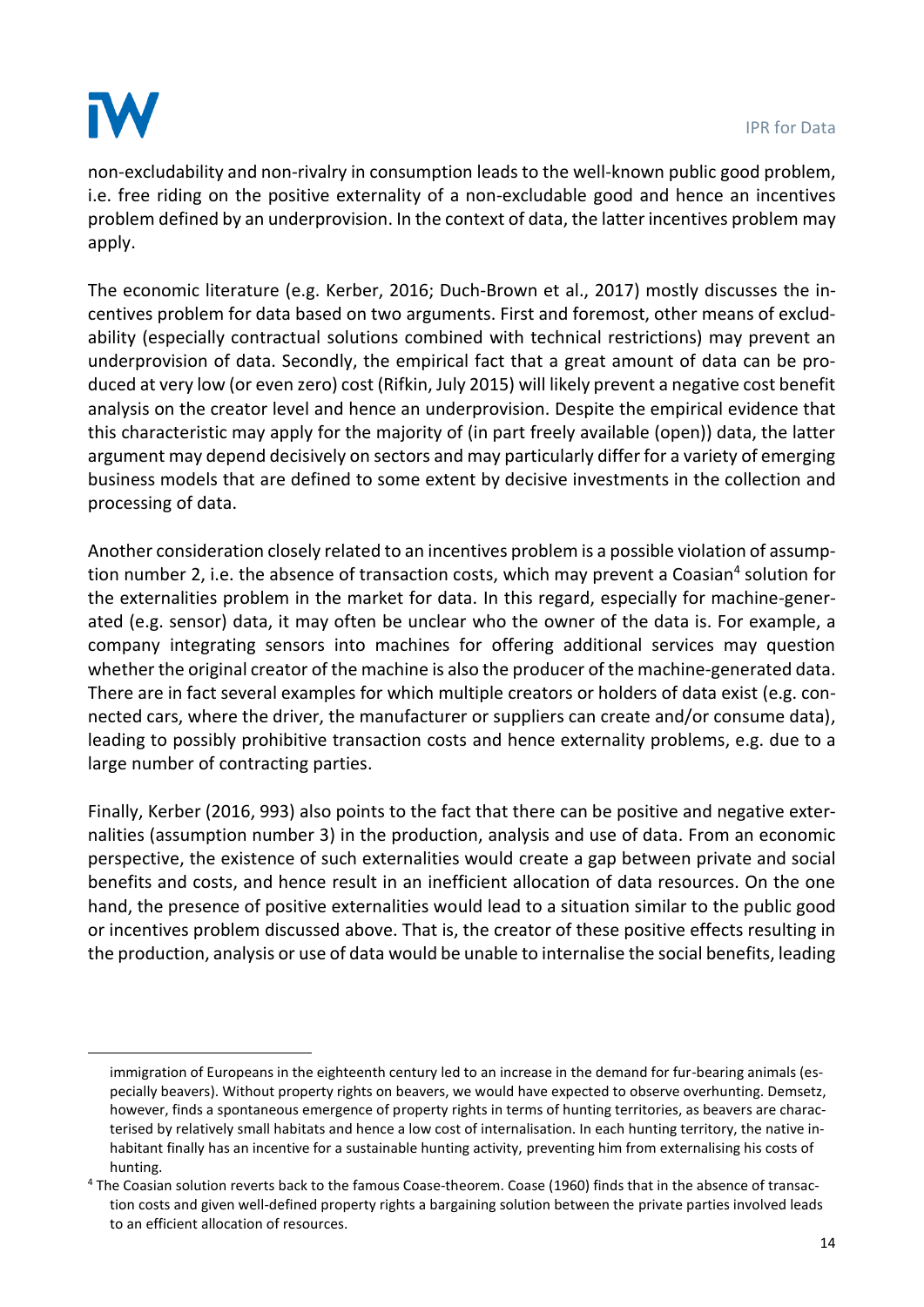non-excludability and non-rivalry in consumption leads to the well-known public good problem, i.e. free riding on the positive externality of a non-excludable good and hence an incentives problem defined by an underprovision. In the context of data, the latter incentives problem may apply.

The economic literature (e.g. Kerber, 2016; Duch-Brown et al., 2017) mostly discusses the incentives problem for data based on two arguments. First and foremost, other means of excludability (especially contractual solutions combined with technical restrictions) may prevent an underprovision of data. Secondly, the empirical fact that a great amount of data can be produced at very low (or even zero) cost (Rifkin, July 2015) will likely prevent a negative cost benefit analysis on the creator level and hence an underprovision. Despite the empirical evidence that this characteristic may apply for the majority of (in part freely available (open)) data, the latter argument may depend decisively on sectors and may particularly differ for a variety of emerging business models that are defined to some extent by decisive investments in the collection and processing of data.

Another consideration closely related to an incentives problem is a possible violation of assumption number 2, i.e. the absence of transaction costs, which may prevent a Coasian[4] solution for the externalities problem in the market for data. In this regard, especially for machine-generated (e.g. sensor) data, it may often be unclear who the owner of the data is. For example, a company integrating sensors into machines for offering additional services may question whether the original creator of the machine is also the producer of the machine-generated data. There are in fact several examples for which multiple creators or holders of data exist (e.g. connected cars, where the driver, the manufacturer or suppliers can create and/or consume data), leading to possibly prohibitive transaction costs and hence externality problems, e.g. due to a large number of contracting parties.

Finally, Kerber (2016, 993) also points to the fact that there can be positive and negative externalities (assumption number 3) in the production, analysis and use of data. From an economic perspective, the existence of such externalities would create a gap between private and social benefits and costs, and hence result in an inefficient allocation of data resources. On the one hand, the presence of positive externalities would lead to a situation similar to the public good or incentives problem discussed above. That is, the creator of these positive effects resulting in the production, analysis or use of data would be unable to internalise the social benefits, leading

immigration of Europeans in the eighteenth century led to an increase in the demand for fur-bearing animals (especially beavers). Without property rights on beavers, we would have expected to observe overhunting. Demsetz, however, finds a spontaneous emergence of property rights in terms of hunting territories, as beavers are characterised by relatively small habitats and hence a low cost of internalisation. In each hunting territory, the native inhabitant finally has an incentive for a sustainable hunting activity, preventing him from externalising his costs of hunting.

[4] The Coasian solution reverts back to the famous Coase-theorem. Coase (1960) finds that in the absence of transaction costs and given well-defined property rights a bargaining solution between the private parties involved leads to an efficient allocation of resources.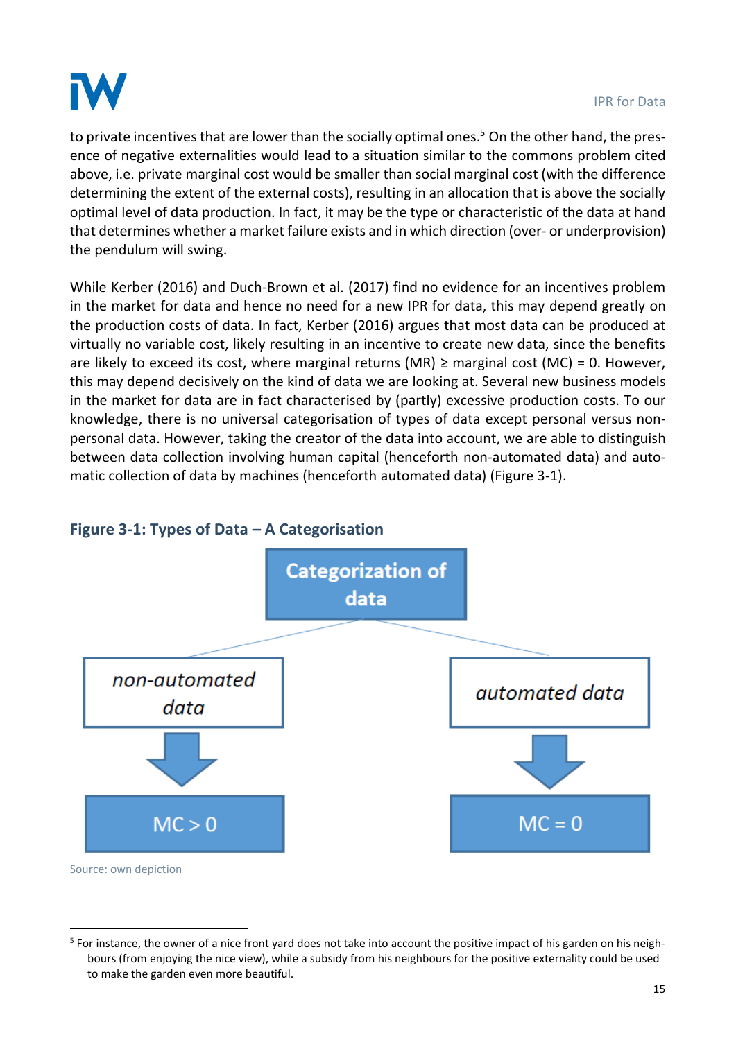to private incentives that are lower than the socially optimal ones.[5] On the other hand, the presence of negative externalities would lead to a situation similar to the commons problem cited above, i.e. private marginal cost would be smaller than social marginal cost (with the difference determining the extent of the external costs), resulting in an allocation that is above the socially optimal level of data production. In fact, it may be the type or characteristic of the data at hand that determines whether a market failure exists and in which direction (over- or underprovision) the pendulum will swing.

While Kerber (2016) and Duch-Brown et al. (2017) find no evidence for an incentives problem in the market for data and hence no need for a new IPR for data, this may depend greatly on the production costs of data. In fact, Kerber (2016) argues that most data can be produced at virtually no variable cost, likely resulting in an incentive to create new data, since the benefits are likely to exceed its cost, where marginal returns (MR) ≥ marginal cost (MC) = 0. However, this may depend decisively on the kind of data we are looking at. Several new business models in the market for data are in fact characterised by (partly) excessive production costs. To our knowledge, there is no universal categorisation of types of data except personal versus non-personal data. However, taking the creator of the data into account, we are able to distinguish between data collection involving human capital (henceforth non-automated data) and automatic collection of data by machines (henceforth automated data) (Figure 3-1).

### Figure 3-1: Types of Data – A Categorisation

**Categorization of data**

| *non-automated data* | *automated data* |
|---|---|
| ↓ | ↓ |
| MC > 0 | MC = 0 |

Source: own depiction

---

[5] For instance, the owner of a nice front yard does not take into account the positive impact of his garden on his neighbours (from enjoying the nice view), while a subsidy from his neighbours for the positive externality could be used to make the garden even more beautiful.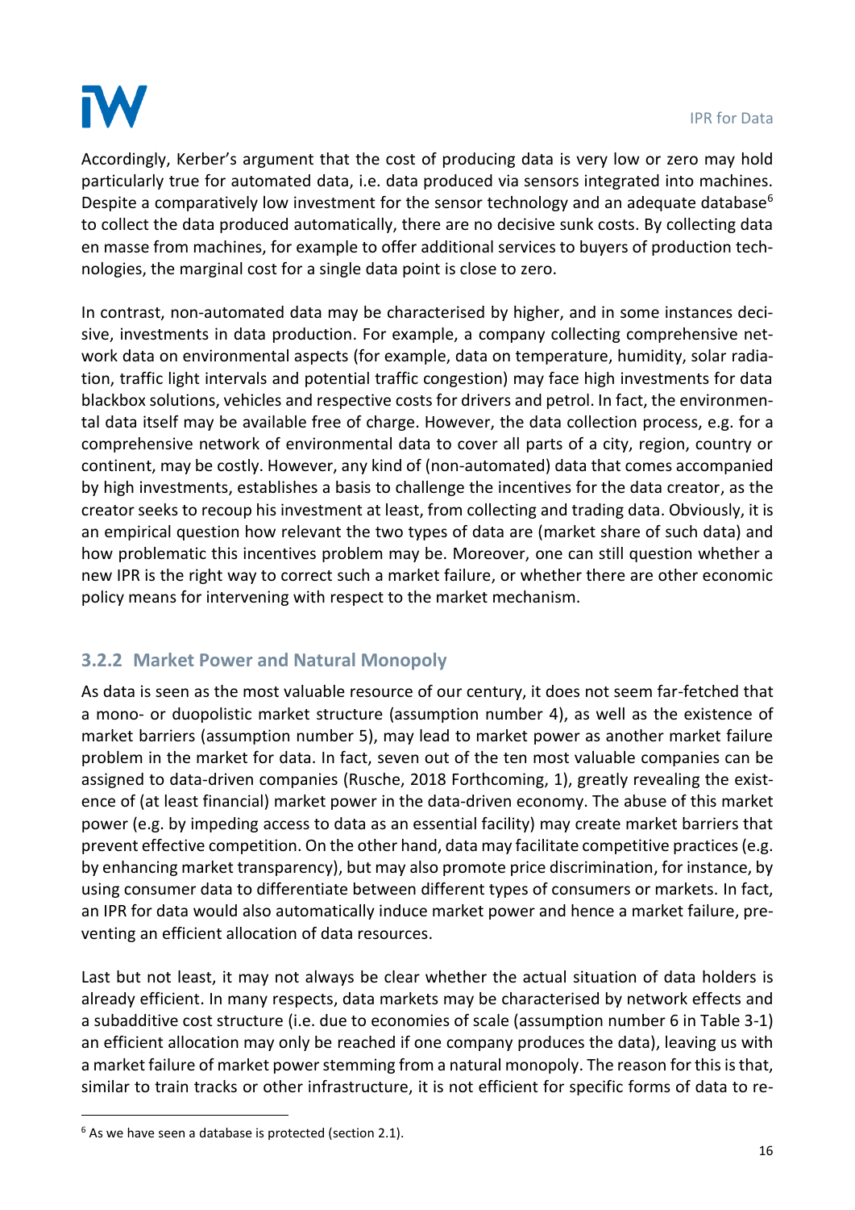Accordingly, Kerber's argument that the cost of producing data is very low or zero may hold particularly true for automated data, i.e. data produced via sensors integrated into machines. Despite a comparatively low investment for the sensor technology and an adequate database[6] to collect the data produced automatically, there are no decisive sunk costs. By collecting data en masse from machines, for example to offer additional services to buyers of production technologies, the marginal cost for a single data point is close to zero.

In contrast, non-automated data may be characterised by higher, and in some instances decisive, investments in data production. For example, a company collecting comprehensive network data on environmental aspects (for example, data on temperature, humidity, solar radiation, traffic light intervals and potential traffic congestion) may face high investments for data blackbox solutions, vehicles and respective costs for drivers and petrol. In fact, the environmental data itself may be available free of charge. However, the data collection process, e.g. for a comprehensive network of environmental data to cover all parts of a city, region, country or continent, may be costly. However, any kind of (non-automated) data that comes accompanied by high investments, establishes a basis to challenge the incentives for the data creator, as the creator seeks to recoup his investment at least, from collecting and trading data. Obviously, it is an empirical question how relevant the two types of data are (market share of such data) and how problematic this incentives problem may be. Moreover, one can still question whether a new IPR is the right way to correct such a market failure, or whether there are other economic policy means for intervening with respect to the market mechanism.

### 3.2.2 Market Power and Natural Monopoly

As data is seen as the most valuable resource of our century, it does not seem far-fetched that a mono- or duopolistic market structure (assumption number 4), as well as the existence of market barriers (assumption number 5), may lead to market power as another market failure problem in the market for data. In fact, seven out of the ten most valuable companies can be assigned to data-driven companies (Rusche, 2018 Forthcoming, 1), greatly revealing the existence of (at least financial) market power in the data-driven economy. The abuse of this market power (e.g. by impeding access to data as an essential facility) may create market barriers that prevent effective competition. On the other hand, data may facilitate competitive practices (e.g. by enhancing market transparency), but may also promote price discrimination, for instance, by using consumer data to differentiate between different types of consumers or markets. In fact, an IPR for data would also automatically induce market power and hence a market failure, preventing an efficient allocation of data resources.

Last but not least, it may not always be clear whether the actual situation of data holders is already efficient. In many respects, data markets may be characterised by network effects and a subadditive cost structure (i.e. due to economies of scale (assumption number 6 in Table 3-1) an efficient allocation may only be reached if one company produces the data), leaving us with a market failure of market power stemming from a natural monopoly. The reason for this is that, similar to train tracks or other infrastructure, it is not efficient for specific forms of data to re-

[6] As we have seen a database is protected (section 2.1).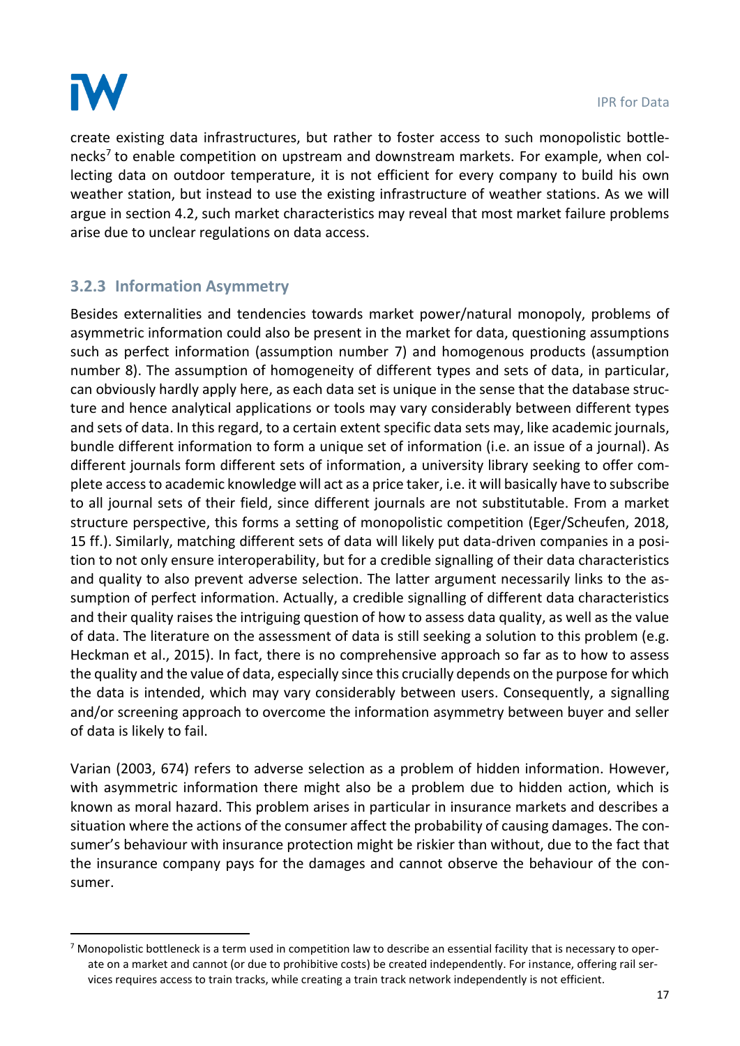create existing data infrastructures, but rather to foster access to such monopolistic bottlenecks[7] to enable competition on upstream and downstream markets. For example, when collecting data on outdoor temperature, it is not efficient for every company to build his own weather station, but instead to use the existing infrastructure of weather stations. As we will argue in section 4.2, such market characteristics may reveal that most market failure problems arise due to unclear regulations on data access.

### 3.2.3 Information Asymmetry

Besides externalities and tendencies towards market power/natural monopoly, problems of asymmetric information could also be present in the market for data, questioning assumptions such as perfect information (assumption number 7) and homogenous products (assumption number 8). The assumption of homogeneity of different types and sets of data, in particular, can obviously hardly apply here, as each data set is unique in the sense that the database structure and hence analytical applications or tools may vary considerably between different types and sets of data. In this regard, to a certain extent specific data sets may, like academic journals, bundle different information to form a unique set of information (i.e. an issue of a journal). As different journals form different sets of information, a university library seeking to offer complete access to academic knowledge will act as a price taker, i.e. it will basically have to subscribe to all journal sets of their field, since different journals are not substitutable. From a market structure perspective, this forms a setting of monopolistic competition (Eger/Scheufen, 2018, 15 ff.). Similarly, matching different sets of data will likely put data-driven companies in a position to not only ensure interoperability, but for a credible signalling of their data characteristics and quality to also prevent adverse selection. The latter argument necessarily links to the assumption of perfect information. Actually, a credible signalling of different data characteristics and their quality raises the intriguing question of how to assess data quality, as well as the value of data. The literature on the assessment of data is still seeking a solution to this problem (e.g. Heckman et al., 2015). In fact, there is no comprehensive approach so far as to how to assess the quality and the value of data, especially since this crucially depends on the purpose for which the data is intended, which may vary considerably between users. Consequently, a signalling and/or screening approach to overcome the information asymmetry between buyer and seller of data is likely to fail.

Varian (2003, 674) refers to adverse selection as a problem of hidden information. However, with asymmetric information there might also be a problem due to hidden action, which is known as moral hazard. This problem arises in particular in insurance markets and describes a situation where the actions of the consumer affect the probability of causing damages. The consumer's behaviour with insurance protection might be riskier than without, due to the fact that the insurance company pays for the damages and cannot observe the behaviour of the consumer.

[7] Monopolistic bottleneck is a term used in competition law to describe an essential facility that is necessary to operate on a market and cannot (or due to prohibitive costs) be created independently. For instance, offering rail services requires access to train tracks, while creating a train track network independently is not efficient.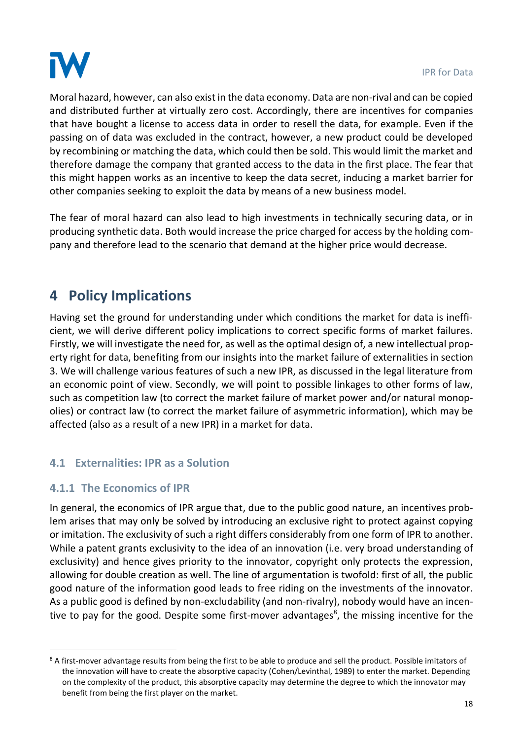Moral hazard, however, can also exist in the data economy. Data are non-rival and can be copied and distributed further at virtually zero cost. Accordingly, there are incentives for companies that have bought a license to access data in order to resell the data, for example. Even if the passing on of data was excluded in the contract, however, a new product could be developed by recombining or matching the data, which could then be sold. This would limit the market and therefore damage the company that granted access to the data in the first place. The fear that this might happen works as an incentive to keep the data secret, inducing a market barrier for other companies seeking to exploit the data by means of a new business model.

The fear of moral hazard can also lead to high investments in technically securing data, or in producing synthetic data. Both would increase the price charged for access by the holding company and therefore lead to the scenario that demand at the higher price would decrease.

# 4 Policy Implications

Having set the ground for understanding under which conditions the market for data is inefficient, we will derive different policy implications to correct specific forms of market failures. Firstly, we will investigate the need for, as well as the optimal design of, a new intellectual property right for data, benefiting from our insights into the market failure of externalities in section 3. We will challenge various features of such a new IPR, as discussed in the legal literature from an economic point of view. Secondly, we will point to possible linkages to other forms of law, such as competition law (to correct the market failure of market power and/or natural monopolies) or contract law (to correct the market failure of asymmetric information), which may be affected (also as a result of a new IPR) in a market for data.

## 4.1 Externalities: IPR as a Solution

### 4.1.1 The Economics of IPR

In general, the economics of IPR argue that, due to the public good nature, an incentives problem arises that may only be solved by introducing an exclusive right to protect against copying or imitation. The exclusivity of such a right differs considerably from one form of IPR to another. While a patent grants exclusivity to the idea of an innovation (i.e. very broad understanding of exclusivity) and hence gives priority to the innovator, copyright only protects the expression, allowing for double creation as well. The line of argumentation is twofold: first of all, the public good nature of the information good leads to free riding on the investments of the innovator. As a public good is defined by non-excludability (and non-rivalry), nobody would have an incentive to pay for the good. Despite some first-mover advantages[8], the missing incentive for the

[8] A first-mover advantage results from being the first to be able to produce and sell the product. Possible imitators of the innovation will have to create the absorptive capacity (Cohen/Levinthal, 1989) to enter the market. Depending on the complexity of the product, this absorptive capacity may determine the degree to which the innovator may benefit from being the first player on the market.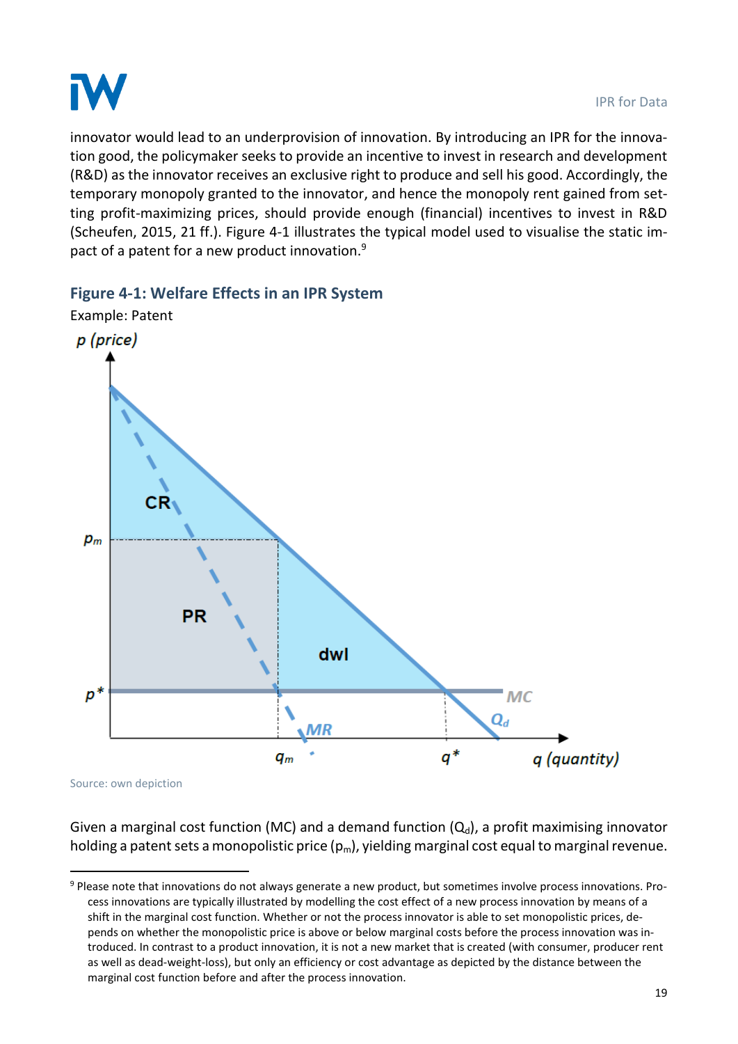innovator would lead to an underprovision of innovation. By introducing an IPR for the innovation good, the policymaker seeks to provide an incentive to invest in research and development (R&D) as the innovator receives an exclusive right to produce and sell his good. Accordingly, the temporary monopoly granted to the innovator, and hence the monopoly rent gained from setting profit-maximizing prices, should provide enough (financial) incentives to invest in R&D (Scheufen, 2015, 21 ff.). Figure 4-1 illustrates the typical model used to visualise the static impact of a patent for a new product innovation.[9]

### Figure 4-1: Welfare Effects in an IPR System

Example: Patent

Source: own depiction

Given a marginal cost function (MC) and a demand function ($Q_d$), a profit maximising innovator holding a patent sets a monopolistic price ($p_m$), yielding marginal cost equal to marginal revenue.

---

[9] Please note that innovations do not always generate a new product, but sometimes involve process innovations. Process innovations are typically illustrated by modelling the cost effect of a new process innovation by means of a shift in the marginal cost function. Whether or not the process innovator is able to set monopolistic prices, depends on whether the monopolistic price is above or below marginal costs before the process innovation was introduced. In contrast to a product innovation, it is not a new market that is created (with consumer, producer rent as well as dead-weight-loss), but only an efficiency or cost advantage as depicted by the distance between the marginal cost function before and after the process innovation.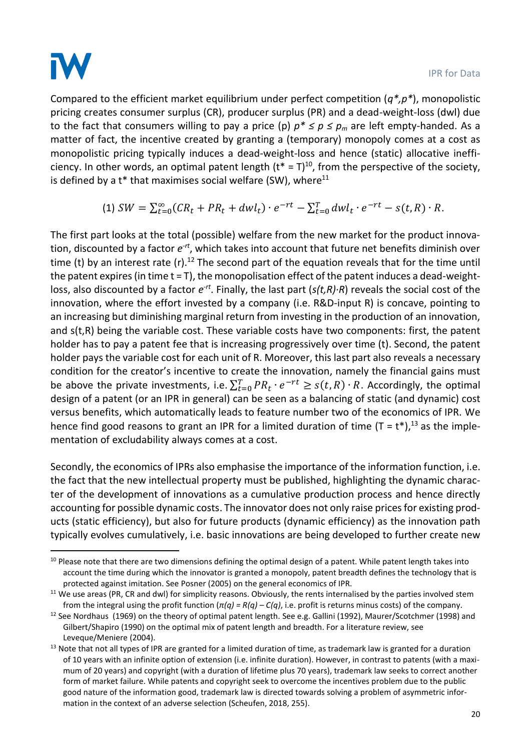Compared to the efficient market equilibrium under perfect competition ($q^*, p^*$), monopolistic pricing creates consumer surplus (CR), producer surplus (PR) and a dead-weight-loss (dwl) due to the fact that consumers willing to pay a price (p) $p^* \leq p \leq p_m$ are left empty-handed. As a matter of fact, the incentive created by granting a (temporary) monopoly comes at a cost as monopolistic pricing typically induces a dead-weight-loss and hence (static) allocative inefficiency. In other words, an optimal patent length ($t^* = T$)[10], from the perspective of the society, is defined by a $t^*$ that maximises social welfare (SW), where[11]

$$(1)\ SW = \sum_{t=0}^{\infty}(CR_t + PR_t + dwl_t) \cdot e^{-rt} - \sum_{t=0}^{T} dwl_t \cdot e^{-rt} - s(t,R) \cdot R.$$

The first part looks at the total (possible) welfare from the new market for the product innovation, discounted by a factor $e^{-rt}$, which takes into account that future net benefits diminish over time (t) by an interest rate (r).[12] The second part of the equation reveals that for the time until the patent expires (in time t = T), the monopolisation effect of the patent induces a dead-weight-loss, also discounted by a factor $e^{-rt}$. Finally, the last part ($s(t,R) \cdot R$) reveals the social cost of the innovation, where the effort invested by a company (i.e. R&D-input R) is concave, pointing to an increasing but diminishing marginal return from investing in the production of an innovation, and s(t,R) being the variable cost. These variable costs have two components: first, the patent holder has to pay a patent fee that is increasing progressively over time (t). Second, the patent holder pays the variable cost for each unit of R. Moreover, this last part also reveals a necessary condition for the creator's incentive to create the innovation, namely the financial gains must be above the private investments, i.e. $\sum_{t=0}^{T} PR_t \cdot e^{-rt} \geq s(t,R) \cdot R$. Accordingly, the optimal design of a patent (or an IPR in general) can be seen as a balancing of static (and dynamic) cost versus benefits, which automatically leads to feature number two of the economics of IPR. We hence find good reasons to grant an IPR for a limited duration of time ($T = t^*$),[13] as the implementation of excludability always comes at a cost.

Secondly, the economics of IPRs also emphasise the importance of the information function, i.e. the fact that the new intellectual property must be published, highlighting the dynamic character of the development of innovations as a cumulative production process and hence directly accounting for possible dynamic costs. The innovator does not only raise prices for existing products (static efficiency), but also for future products (dynamic efficiency) as the innovation path typically evolves cumulatively, i.e. basic innovations are being developed to further create new

---

[10] Please note that there are two dimensions defining the optimal design of a patent. While patent length takes into account the time during which the innovator is granted a monopoly, patent breadth defines the technology that is protected against imitation. See Posner (2005) on the general economics of IPR.

[11] We use areas (PR, CR and dwl) for simplicity reasons. Obviously, the rents internalised by the parties involved stem from the integral using the profit function ($\pi(q) = R(q) - C(q)$, i.e. profit is returns minus costs) of the company.

[12] See Nordhaus (1969) on the theory of optimal patent length. See e.g. Gallini (1992), Maurer/Scotchmer (1998) and Gilbert/Shapiro (1990) on the optimal mix of patent length and breadth. For a literature review, see Leveque/Meniere (2004).

[13] Note that not all types of IPR are granted for a limited duration of time, as trademark law is granted for a duration of 10 years with an infinite option of extension (i.e. infinite duration). However, in contrast to patents (with a maximum of 20 years) and copyright (with a duration of lifetime plus 70 years), trademark law seeks to correct another form of market failure. While patents and copyright seek to overcome the incentives problem due to the public good nature of the information good, trademark law is directed towards solving a problem of asymmetric information in the context of an adverse selection (Scheufen, 2018, 255).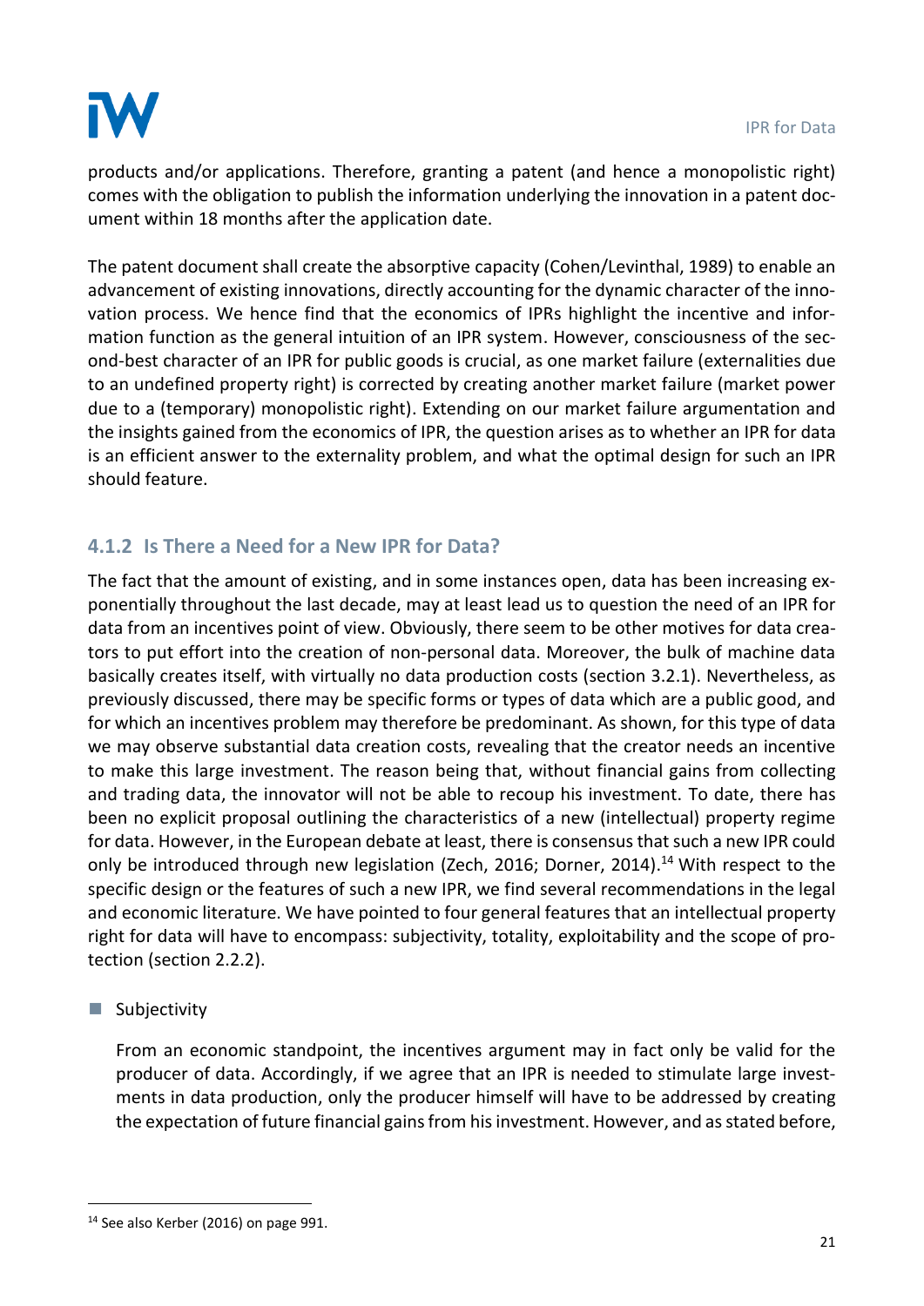products and/or applications. Therefore, granting a patent (and hence a monopolistic right) comes with the obligation to publish the information underlying the innovation in a patent document within 18 months after the application date.

The patent document shall create the absorptive capacity (Cohen/Levinthal, 1989) to enable an advancement of existing innovations, directly accounting for the dynamic character of the innovation process. We hence find that the economics of IPRs highlight the incentive and information function as the general intuition of an IPR system. However, consciousness of the second-best character of an IPR for public goods is crucial, as one market failure (externalities due to an undefined property right) is corrected by creating another market failure (market power due to a (temporary) monopolistic right). Extending on our market failure argumentation and the insights gained from the economics of IPR, the question arises as to whether an IPR for data is an efficient answer to the externality problem, and what the optimal design for such an IPR should feature.

### 4.1.2 Is There a Need for a New IPR for Data?

The fact that the amount of existing, and in some instances open, data has been increasing exponentially throughout the last decade, may at least lead us to question the need of an IPR for data from an incentives point of view. Obviously, there seem to be other motives for data creators to put effort into the creation of non-personal data. Moreover, the bulk of machine data basically creates itself, with virtually no data production costs (section 3.2.1). Nevertheless, as previously discussed, there may be specific forms or types of data which are a public good, and for which an incentives problem may therefore be predominant. As shown, for this type of data we may observe substantial data creation costs, revealing that the creator needs an incentive to make this large investment. The reason being that, without financial gains from collecting and trading data, the innovator will not be able to recoup his investment. To date, there has been no explicit proposal outlining the characteristics of a new (intellectual) property regime for data. However, in the European debate at least, there is consensus that such a new IPR could only be introduced through new legislation (Zech, 2016; Dorner, 2014).[14] With respect to the specific design or the features of such a new IPR, we find several recommendations in the legal and economic literature. We have pointed to four general features that an intellectual property right for data will have to encompass: subjectivity, totality, exploitability and the scope of protection (section 2.2.2).

- Subjectivity

  From an economic standpoint, the incentives argument may in fact only be valid for the producer of data. Accordingly, if we agree that an IPR is needed to stimulate large investments in data production, only the producer himself will have to be addressed by creating the expectation of future financial gains from his investment. However, and as stated before,

[14] See also Kerber (2016) on page 991.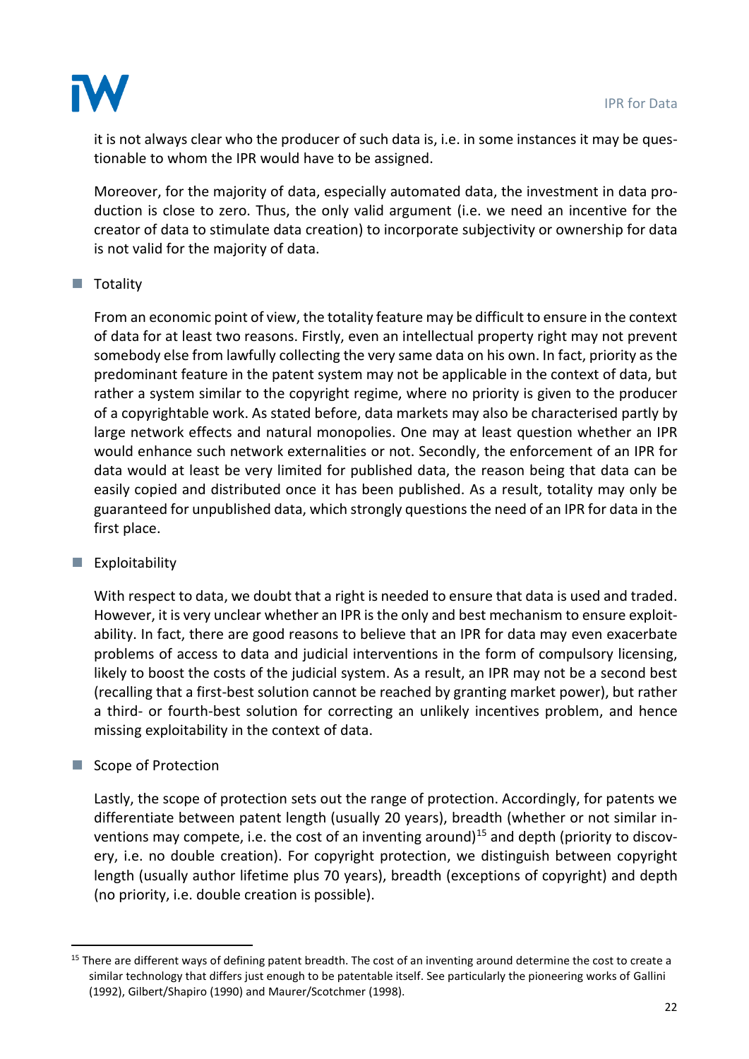it is not always clear who the producer of such data is, i.e. in some instances it may be questionable to whom the IPR would have to be assigned.

Moreover, for the majority of data, especially automated data, the investment in data production is close to zero. Thus, the only valid argument (i.e. we need an incentive for the creator of data to stimulate data creation) to incorporate subjectivity or ownership for data is not valid for the majority of data.

- Totality

  From an economic point of view, the totality feature may be difficult to ensure in the context of data for at least two reasons. Firstly, even an intellectual property right may not prevent somebody else from lawfully collecting the very same data on his own. In fact, priority as the predominant feature in the patent system may not be applicable in the context of data, but rather a system similar to the copyright regime, where no priority is given to the producer of a copyrightable work. As stated before, data markets may also be characterised partly by large network effects and natural monopolies. One may at least question whether an IPR would enhance such network externalities or not. Secondly, the enforcement of an IPR for data would at least be very limited for published data, the reason being that data can be easily copied and distributed once it has been published. As a result, totality may only be guaranteed for unpublished data, which strongly questions the need of an IPR for data in the first place.

- Exploitability

  With respect to data, we doubt that a right is needed to ensure that data is used and traded. However, it is very unclear whether an IPR is the only and best mechanism to ensure exploitability. In fact, there are good reasons to believe that an IPR for data may even exacerbate problems of access to data and judicial interventions in the form of compulsory licensing, likely to boost the costs of the judicial system. As a result, an IPR may not be a second best (recalling that a first-best solution cannot be reached by granting market power), but rather a third- or fourth-best solution for correcting an unlikely incentives problem, and hence missing exploitability in the context of data.

- Scope of Protection

  Lastly, the scope of protection sets out the range of protection. Accordingly, for patents we differentiate between patent length (usually 20 years), breadth (whether or not similar inventions may compete, i.e. the cost of an inventing around)[15] and depth (priority to discovery, i.e. no double creation). For copyright protection, we distinguish between copyright length (usually author lifetime plus 70 years), breadth (exceptions of copyright) and depth (no priority, i.e. double creation is possible).

[15] There are different ways of defining patent breadth. The cost of an inventing around determine the cost to create a similar technology that differs just enough to be patentable itself. See particularly the pioneering works of Gallini (1992), Gilbert/Shapiro (1990) and Maurer/Scotchmer (1998).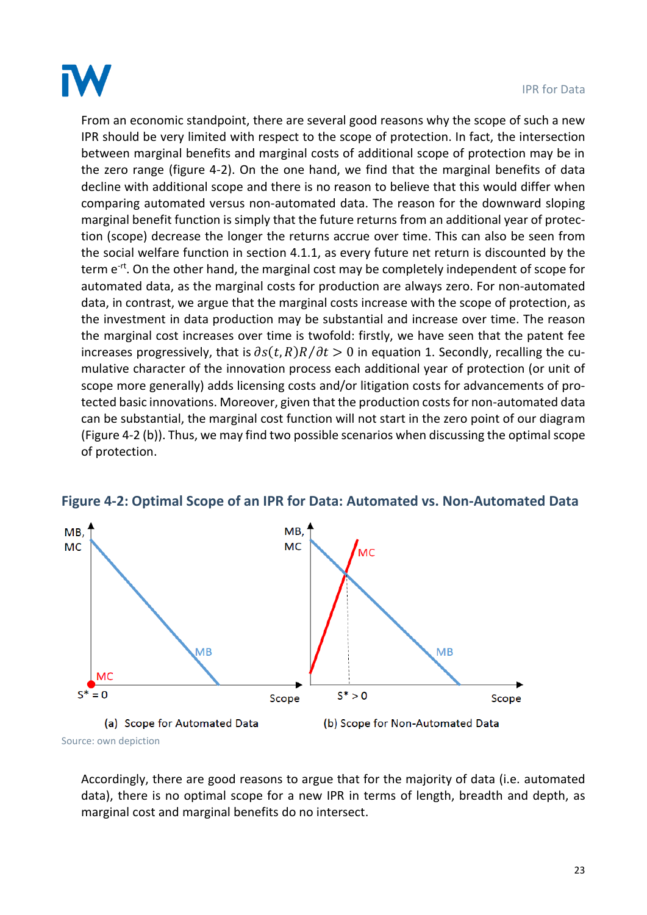From an economic standpoint, there are several good reasons why the scope of such a new IPR should be very limited with respect to the scope of protection. In fact, the intersection between marginal benefits and marginal costs of additional scope of protection may be in the zero range (figure 4-2). On the one hand, we find that the marginal benefits of data decline with additional scope and there is no reason to believe that this would differ when comparing automated versus non-automated data. The reason for the downward sloping marginal benefit function is simply that the future returns from an additional year of protection (scope) decrease the longer the returns accrue over time. This can also be seen from the social welfare function in section 4.1.1, as every future net return is discounted by the term $e^{-rt}$. On the other hand, the marginal cost may be completely independent of scope for automated data, as the marginal costs for production are always zero. For non-automated data, in contrast, we argue that the marginal costs increase with the scope of protection, as the investment in data production may be substantial and increase over time. The reason the marginal cost increases over time is twofold: firstly, we have seen that the patent fee increases progressively, that is $\partial s(t,R)R/\partial t > 0$ in equation 1. Secondly, recalling the cumulative character of the innovation process each additional year of protection (or unit of scope more generally) adds licensing costs and/or litigation costs for advancements of protected basic innovations. Moreover, given that the production costs for non-automated data can be substantial, the marginal cost function will not start in the zero point of our diagram (Figure 4-2 (b)). Thus, we may find two possible scenarios when discussing the optimal scope of protection.

## Figure 4-2: Optimal Scope of an IPR for Data: Automated vs. Non-Automated Data

(a) Scope for Automated Data

(b) Scope for Non-Automated Data

Source: own depiction

Accordingly, there are good reasons to argue that for the majority of data (i.e. automated data), there is no optimal scope for a new IPR in terms of length, breadth and depth, as marginal cost and marginal benefits do no intersect.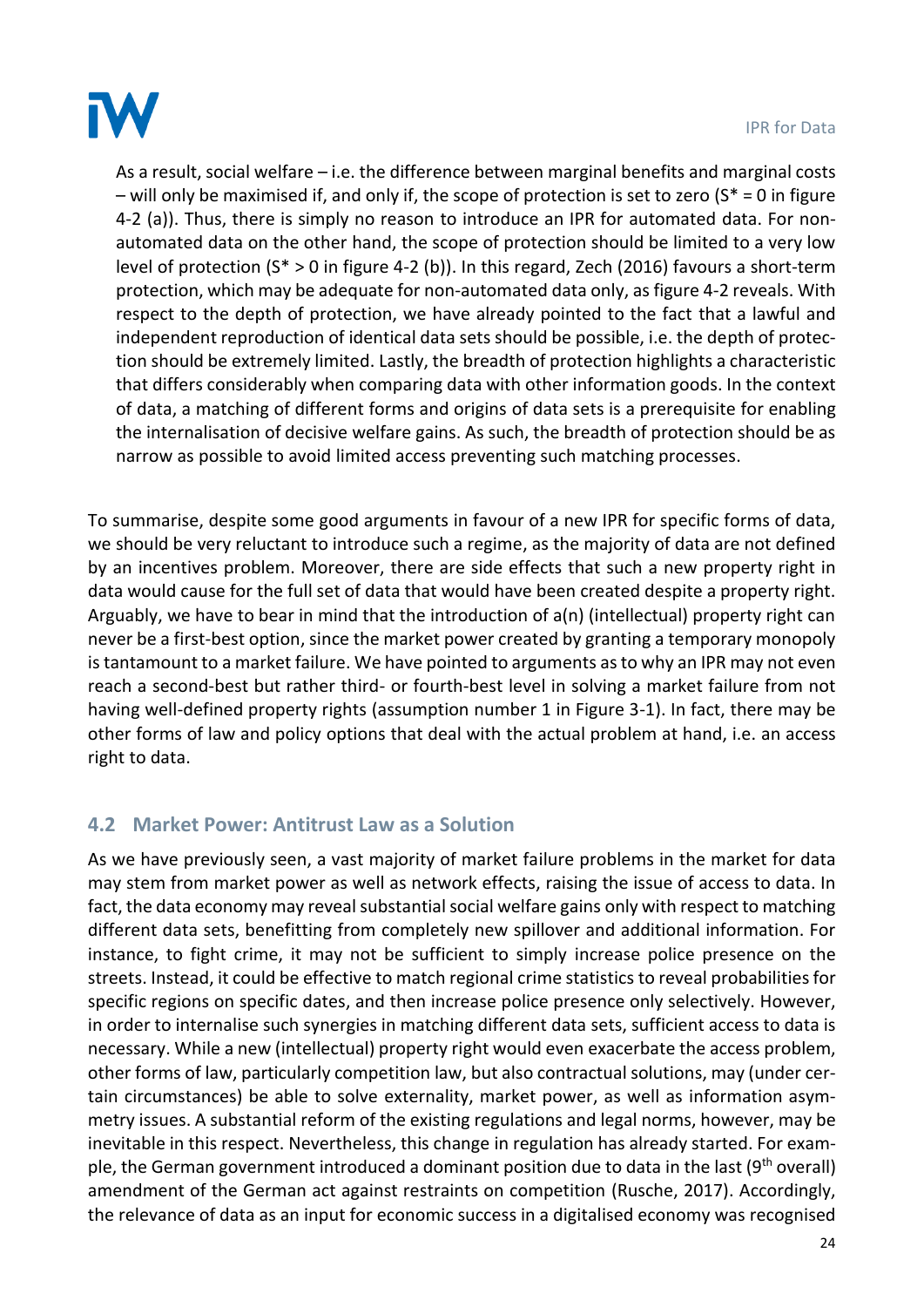As a result, social welfare – i.e. the difference between marginal benefits and marginal costs – will only be maximised if, and only if, the scope of protection is set to zero ($S^* = 0$ in figure 4-2 (a)). Thus, there is simply no reason to introduce an IPR for automated data. For non-automated data on the other hand, the scope of protection should be limited to a very low level of protection ($S^* > 0$ in figure 4-2 (b)). In this regard, Zech (2016) favours a short-term protection, which may be adequate for non-automated data only, as figure 4-2 reveals. With respect to the depth of protection, we have already pointed to the fact that a lawful and independent reproduction of identical data sets should be possible, i.e. the depth of protection should be extremely limited. Lastly, the breadth of protection highlights a characteristic that differs considerably when comparing data with other information goods. In the context of data, a matching of different forms and origins of data sets is a prerequisite for enabling the internalisation of decisive welfare gains. As such, the breadth of protection should be as narrow as possible to avoid limited access preventing such matching processes.

To summarise, despite some good arguments in favour of a new IPR for specific forms of data, we should be very reluctant to introduce such a regime, as the majority of data are not defined by an incentives problem. Moreover, there are side effects that such a new property right in data would cause for the full set of data that would have been created despite a property right. Arguably, we have to bear in mind that the introduction of a(n) (intellectual) property right can never be a first-best option, since the market power created by granting a temporary monopoly is tantamount to a market failure. We have pointed to arguments as to why an IPR may not even reach a second-best but rather third- or fourth-best level in solving a market failure from not having well-defined property rights (assumption number 1 in Figure 3-1). In fact, there may be other forms of law and policy options that deal with the actual problem at hand, i.e. an access right to data.

## 4.2 Market Power: Antitrust Law as a Solution

As we have previously seen, a vast majority of market failure problems in the market for data may stem from market power as well as network effects, raising the issue of access to data. In fact, the data economy may reveal substantial social welfare gains only with respect to matching different data sets, benefitting from completely new spillover and additional information. For instance, to fight crime, it may not be sufficient to simply increase police presence on the streets. Instead, it could be effective to match regional crime statistics to reveal probabilities for specific regions on specific dates, and then increase police presence only selectively. However, in order to internalise such synergies in matching different data sets, sufficient access to data is necessary. While a new (intellectual) property right would even exacerbate the access problem, other forms of law, particularly competition law, but also contractual solutions, may (under certain circumstances) be able to solve externality, market power, as well as information asymmetry issues. A substantial reform of the existing regulations and legal norms, however, may be inevitable in this respect. Nevertheless, this change in regulation has already started. For example, the German government introduced a dominant position due to data in the last (9th overall) amendment of the German act against restraints on competition (Rusche, 2017). Accordingly, the relevance of data as an input for economic success in a digitalised economy was recognised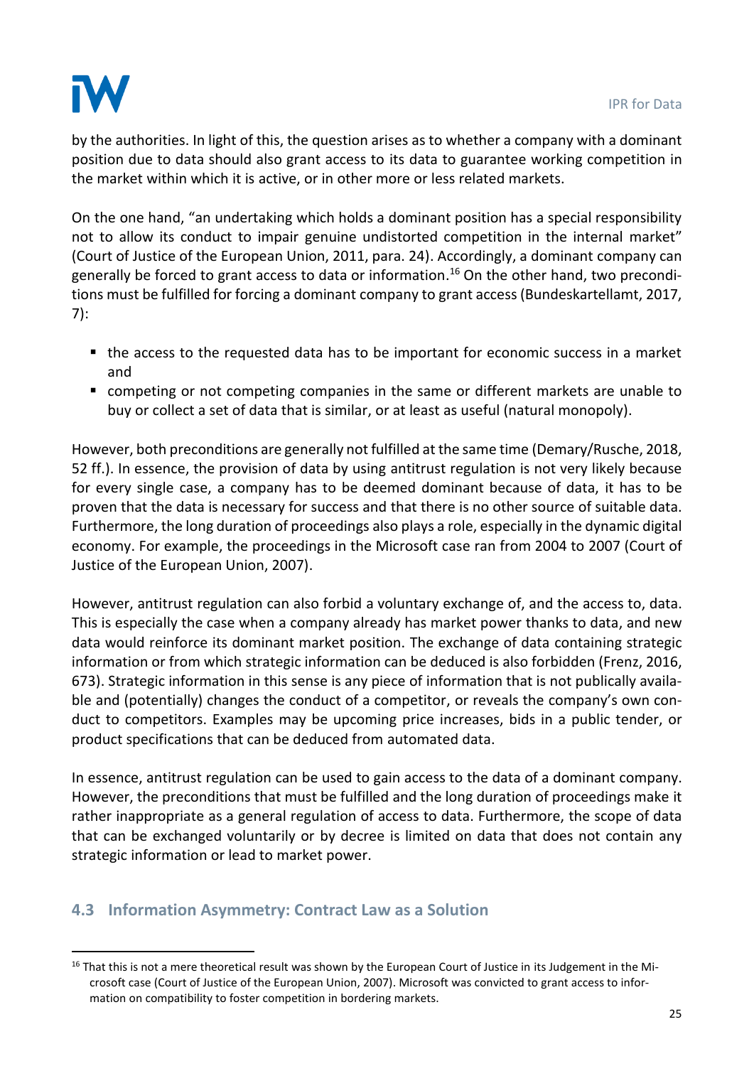by the authorities. In light of this, the question arises as to whether a company with a dominant position due to data should also grant access to its data to guarantee working competition in the market within which it is active, or in other more or less related markets.

On the one hand, "an undertaking which holds a dominant position has a special responsibility not to allow its conduct to impair genuine undistorted competition in the internal market" (Court of Justice of the European Union, 2011, para. 24). Accordingly, a dominant company can generally be forced to grant access to data or information.[16] On the other hand, two preconditions must be fulfilled for forcing a dominant company to grant access (Bundeskartellamt, 2017, 7):

- the access to the requested data has to be important for economic success in a market and
- competing or not competing companies in the same or different markets are unable to buy or collect a set of data that is similar, or at least as useful (natural monopoly).

However, both preconditions are generally not fulfilled at the same time (Demary/Rusche, 2018, 52 ff.). In essence, the provision of data by using antitrust regulation is not very likely because for every single case, a company has to be deemed dominant because of data, it has to be proven that the data is necessary for success and that there is no other source of suitable data. Furthermore, the long duration of proceedings also plays a role, especially in the dynamic digital economy. For example, the proceedings in the Microsoft case ran from 2004 to 2007 (Court of Justice of the European Union, 2007).

However, antitrust regulation can also forbid a voluntary exchange of, and the access to, data. This is especially the case when a company already has market power thanks to data, and new data would reinforce its dominant market position. The exchange of data containing strategic information or from which strategic information can be deduced is also forbidden (Frenz, 2016, 673). Strategic information in this sense is any piece of information that is not publically available and (potentially) changes the conduct of a competitor, or reveals the company's own conduct to competitors. Examples may be upcoming price increases, bids in a public tender, or product specifications that can be deduced from automated data.

In essence, antitrust regulation can be used to gain access to the data of a dominant company. However, the preconditions that must be fulfilled and the long duration of proceedings make it rather inappropriate as a general regulation of access to data. Furthermore, the scope of data that can be exchanged voluntarily or by decree is limited on data that does not contain any strategic information or lead to market power.

## 4.3 Information Asymmetry: Contract Law as a Solution

[16] That this is not a mere theoretical result was shown by the European Court of Justice in its Judgement in the Microsoft case (Court of Justice of the European Union, 2007). Microsoft was convicted to grant access to information on compatibility to foster competition in bordering markets.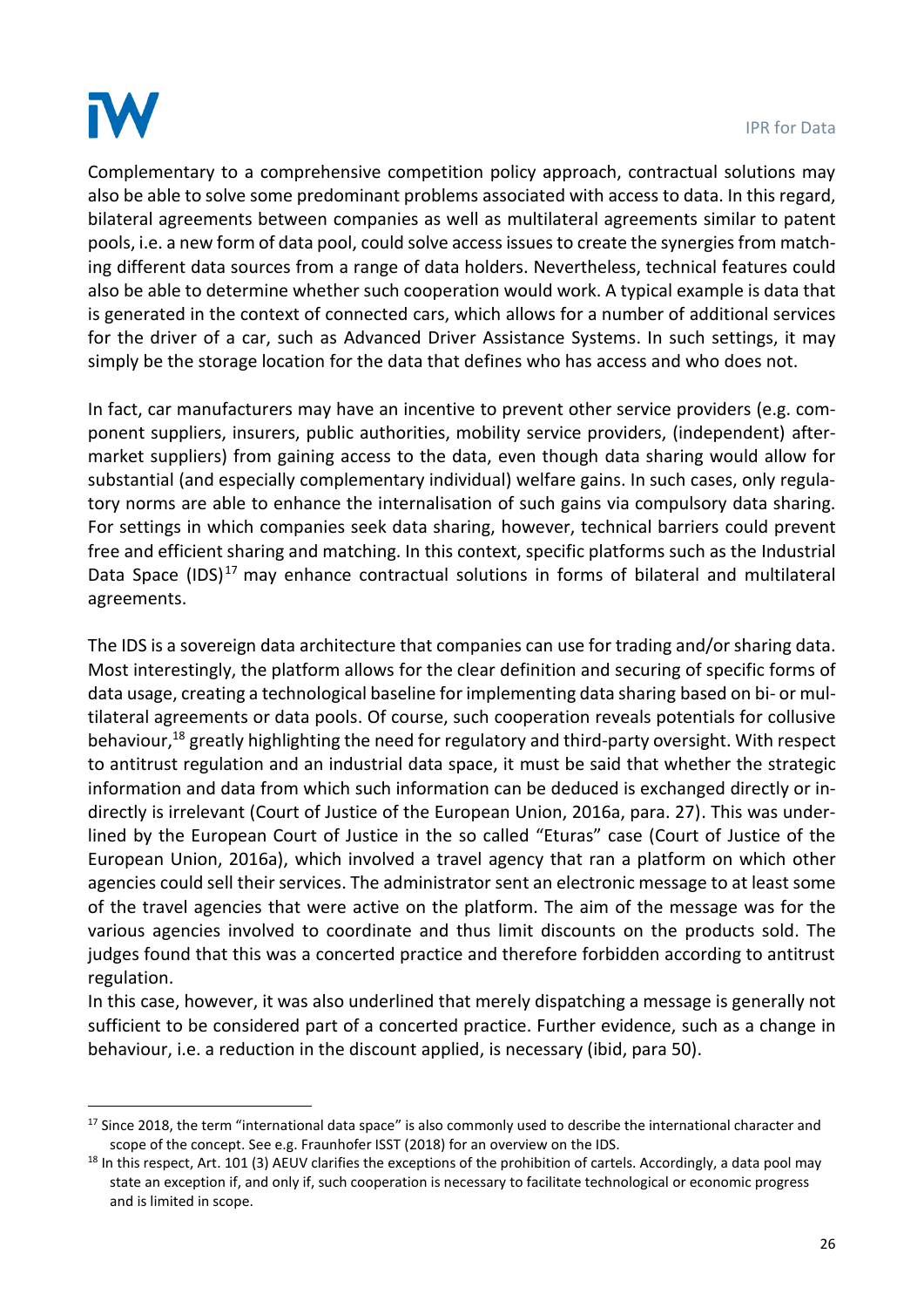Complementary to a comprehensive competition policy approach, contractual solutions may also be able to solve some predominant problems associated with access to data. In this regard, bilateral agreements between companies as well as multilateral agreements similar to patent pools, i.e. a new form of data pool, could solve access issues to create the synergies from matching different data sources from a range of data holders. Nevertheless, technical features could also be able to determine whether such cooperation would work. A typical example is data that is generated in the context of connected cars, which allows for a number of additional services for the driver of a car, such as Advanced Driver Assistance Systems. In such settings, it may simply be the storage location for the data that defines who has access and who does not.

In fact, car manufacturers may have an incentive to prevent other service providers (e.g. component suppliers, insurers, public authorities, mobility service providers, (independent) aftermarket suppliers) from gaining access to the data, even though data sharing would allow for substantial (and especially complementary individual) welfare gains. In such cases, only regulatory norms are able to enhance the internalisation of such gains via compulsory data sharing. For settings in which companies seek data sharing, however, technical barriers could prevent free and efficient sharing and matching. In this context, specific platforms such as the Industrial Data Space (IDS)[17] may enhance contractual solutions in forms of bilateral and multilateral agreements.

The IDS is a sovereign data architecture that companies can use for trading and/or sharing data. Most interestingly, the platform allows for the clear definition and securing of specific forms of data usage, creating a technological baseline for implementing data sharing based on bi- or multilateral agreements or data pools. Of course, such cooperation reveals potentials for collusive behaviour,[18] greatly highlighting the need for regulatory and third-party oversight. With respect to antitrust regulation and an industrial data space, it must be said that whether the strategic information and data from which such information can be deduced is exchanged directly or indirectly is irrelevant (Court of Justice of the European Union, 2016a, para. 27). This was underlined by the European Court of Justice in the so called "Eturas" case (Court of Justice of the European Union, 2016a), which involved a travel agency that ran a platform on which other agencies could sell their services. The administrator sent an electronic message to at least some of the travel agencies that were active on the platform. The aim of the message was for the various agencies involved to coordinate and thus limit discounts on the products sold. The judges found that this was a concerted practice and therefore forbidden according to antitrust regulation.
In this case, however, it was also underlined that merely dispatching a message is generally not sufficient to be considered part of a concerted practice. Further evidence, such as a change in behaviour, i.e. a reduction in the discount applied, is necessary (ibid, para 50).

---

[17] Since 2018, the term "international data space" is also commonly used to describe the international character and scope of the concept. See e.g. Fraunhofer ISST (2018) for an overview on the IDS.

[18] In this respect, Art. 101 (3) AEUV clarifies the exceptions of the prohibition of cartels. Accordingly, a data pool may state an exception if, and only if, such cooperation is necessary to facilitate technological or economic progress and is limited in scope.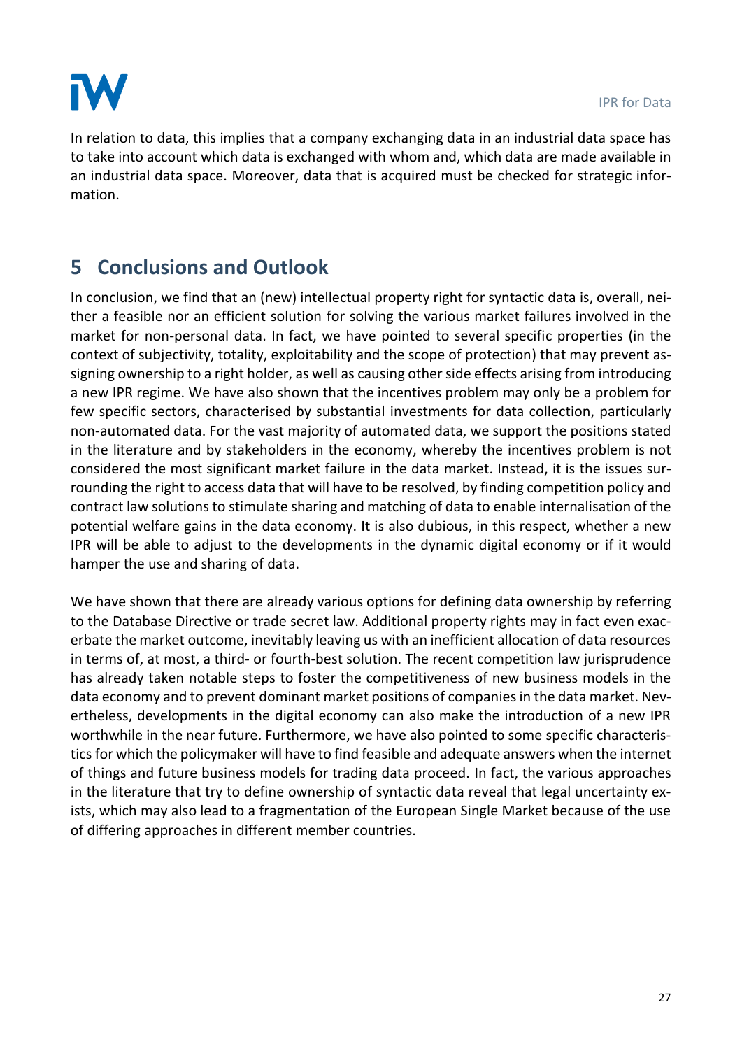In relation to data, this implies that a company exchanging data in an industrial data space has to take into account which data is exchanged with whom and, which data are made available in an industrial data space. Moreover, data that is acquired must be checked for strategic information.

## 5 Conclusions and Outlook

In conclusion, we find that an (new) intellectual property right for syntactic data is, overall, neither a feasible nor an efficient solution for solving the various market failures involved in the market for non-personal data. In fact, we have pointed to several specific properties (in the context of subjectivity, totality, exploitability and the scope of protection) that may prevent assigning ownership to a right holder, as well as causing other side effects arising from introducing a new IPR regime. We have also shown that the incentives problem may only be a problem for few specific sectors, characterised by substantial investments for data collection, particularly non-automated data. For the vast majority of automated data, we support the positions stated in the literature and by stakeholders in the economy, whereby the incentives problem is not considered the most significant market failure in the data market. Instead, it is the issues surrounding the right to access data that will have to be resolved, by finding competition policy and contract law solutions to stimulate sharing and matching of data to enable internalisation of the potential welfare gains in the data economy. It is also dubious, in this respect, whether a new IPR will be able to adjust to the developments in the dynamic digital economy or if it would hamper the use and sharing of data.

We have shown that there are already various options for defining data ownership by referring to the Database Directive or trade secret law. Additional property rights may in fact even exacerbate the market outcome, inevitably leaving us with an inefficient allocation of data resources in terms of, at most, a third- or fourth-best solution. The recent competition law jurisprudence has already taken notable steps to foster the competitiveness of new business models in the data economy and to prevent dominant market positions of companies in the data market. Nevertheless, developments in the digital economy can also make the introduction of a new IPR worthwhile in the near future. Furthermore, we have also pointed to some specific characteristics for which the policymaker will have to find feasible and adequate answers when the internet of things and future business models for trading data proceed. In fact, the various approaches in the literature that try to define ownership of syntactic data reveal that legal uncertainty exists, which may also lead to a fragmentation of the European Single Market because of the use of differing approaches in different member countries.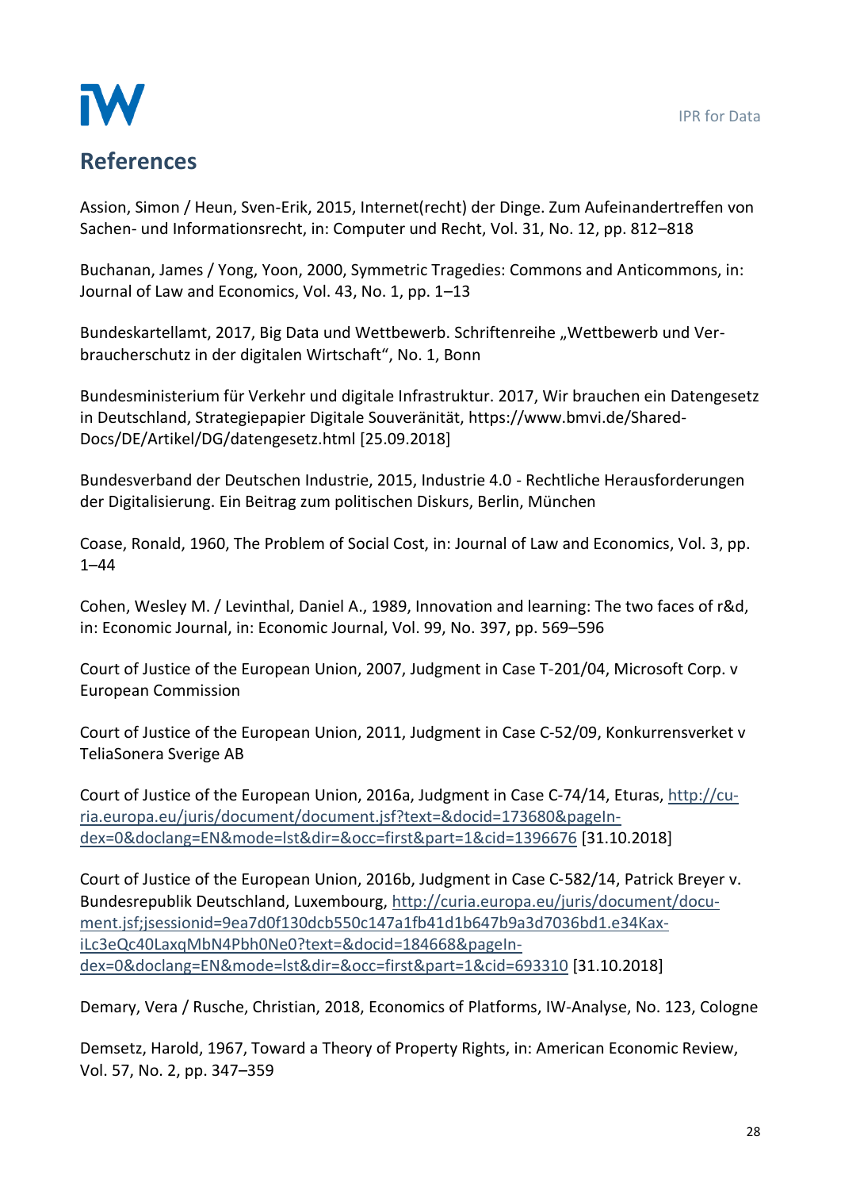## References

Assion, Simon / Heun, Sven-Erik, 2015, Internet(recht) der Dinge. Zum Aufeinandertreffen von Sachen- und Informationsrecht, in: Computer und Recht, Vol. 31, No. 12, pp. 812–818

Buchanan, James / Yong, Yoon, 2000, Symmetric Tragedies: Commons and Anticommons, in: Journal of Law and Economics, Vol. 43, No. 1, pp. 1–13

Bundeskartellamt, 2017, Big Data und Wettbewerb. Schriftenreihe „Wettbewerb und Verbraucherschutz in der digitalen Wirtschaft“, No. 1, Bonn

Bundesministerium für Verkehr und digitale Infrastruktur. 2017, Wir brauchen ein Datengesetz in Deutschland, Strategiepapier Digitale Souveränität, https://www.bmvi.de/SharedDocs/DE/Artikel/DG/datengesetz.html [25.09.2018]

Bundesverband der Deutschen Industrie, 2015, Industrie 4.0 - Rechtliche Herausforderungen der Digitalisierung. Ein Beitrag zum politischen Diskurs, Berlin, München

Coase, Ronald, 1960, The Problem of Social Cost, in: Journal of Law and Economics, Vol. 3, pp. 1–44

Cohen, Wesley M. / Levinthal, Daniel A., 1989, Innovation and learning: The two faces of r&d, in: Economic Journal, in: Economic Journal, Vol. 99, No. 397, pp. 569–596

Court of Justice of the European Union, 2007, Judgment in Case T-201/04, Microsoft Corp. v European Commission

Court of Justice of the European Union, 2011, Judgment in Case C-52/09, Konkurrensverket v TeliaSonera Sverige AB

Court of Justice of the European Union, 2016a, Judgment in Case C-74/14, Eturas, http://curia.europa.eu/juris/document/document.jsf?text=&docid=173680&pageIndex=0&doclang=EN&mode=lst&dir=&occ=first&part=1&cid=1396676 [31.10.2018]

Court of Justice of the European Union, 2016b, Judgment in Case C-582/14, Patrick Breyer v. Bundesrepublik Deutschland, Luxembourg, http://curia.europa.eu/juris/document/document.jsf;jsessionid=9ea7d0f130dcb550c147a1fb41d1b647b9a3d7036bd1.e34KaxiLc3eQc40LaxqMbN4Pbh0Ne0?text=&docid=184668&pageIndex=0&doclang=EN&mode=lst&dir=&occ=first&part=1&cid=693310 [31.10.2018]

Demary, Vera / Rusche, Christian, 2018, Economics of Platforms, IW-Analyse, No. 123, Cologne

Demsetz, Harold, 1967, Toward a Theory of Property Rights, in: American Economic Review, Vol. 57, No. 2, pp. 347–359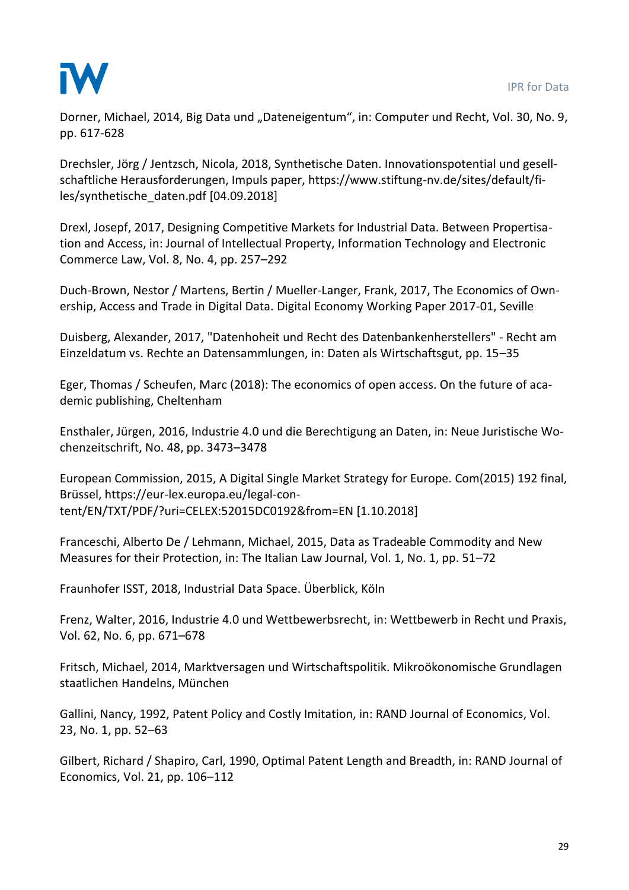Dorner, Michael, 2014, Big Data und „Dateneigentum", in: Computer und Recht, Vol. 30, No. 9, pp. 617-628

Drechsler, Jörg / Jentzsch, Nicola, 2018, Synthetische Daten. Innovationspotential und gesellschaftliche Herausforderungen, Impuls paper, https://www.stiftung-nv.de/sites/default/files/synthetische_daten.pdf [04.09.2018]

Drexl, Josepf, 2017, Designing Competitive Markets for Industrial Data. Between Propertisation and Access, in: Journal of Intellectual Property, Information Technology and Electronic Commerce Law, Vol. 8, No. 4, pp. 257–292

Duch-Brown, Nestor / Martens, Bertin / Mueller-Langer, Frank, 2017, The Economics of Ownership, Access and Trade in Digital Data. Digital Economy Working Paper 2017-01, Seville

Duisberg, Alexander, 2017, "Datenhoheit und Recht des Datenbankenherstellers" - Recht am Einzeldatum vs. Rechte an Datensammlungen, in: Daten als Wirtschaftsgut, pp. 15–35

Eger, Thomas / Scheufen, Marc (2018): The economics of open access. On the future of academic publishing, Cheltenham

Ensthaler, Jürgen, 2016, Industrie 4.0 und die Berechtigung an Daten, in: Neue Juristische Wochenzeitschrift, No. 48, pp. 3473–3478

European Commission, 2015, A Digital Single Market Strategy for Europe. Com(2015) 192 final, Brüssel, https://eur-lex.europa.eu/legal-content/EN/TXT/PDF/?uri=CELEX:52015DC0192&from=EN [1.10.2018]

Franceschi, Alberto De / Lehmann, Michael, 2015, Data as Tradeable Commodity and New Measures for their Protection, in: The Italian Law Journal, Vol. 1, No. 1, pp. 51–72

Fraunhofer ISST, 2018, Industrial Data Space. Überblick, Köln

Frenz, Walter, 2016, Industrie 4.0 und Wettbewerbsrecht, in: Wettbewerb in Recht und Praxis, Vol. 62, No. 6, pp. 671–678

Fritsch, Michael, 2014, Marktversagen und Wirtschaftspolitik. Mikroökonomische Grundlagen staatlichen Handelns, München

Gallini, Nancy, 1992, Patent Policy and Costly Imitation, in: RAND Journal of Economics, Vol. 23, No. 1, pp. 52–63

Gilbert, Richard / Shapiro, Carl, 1990, Optimal Patent Length and Breadth, in: RAND Journal of Economics, Vol. 21, pp. 106–112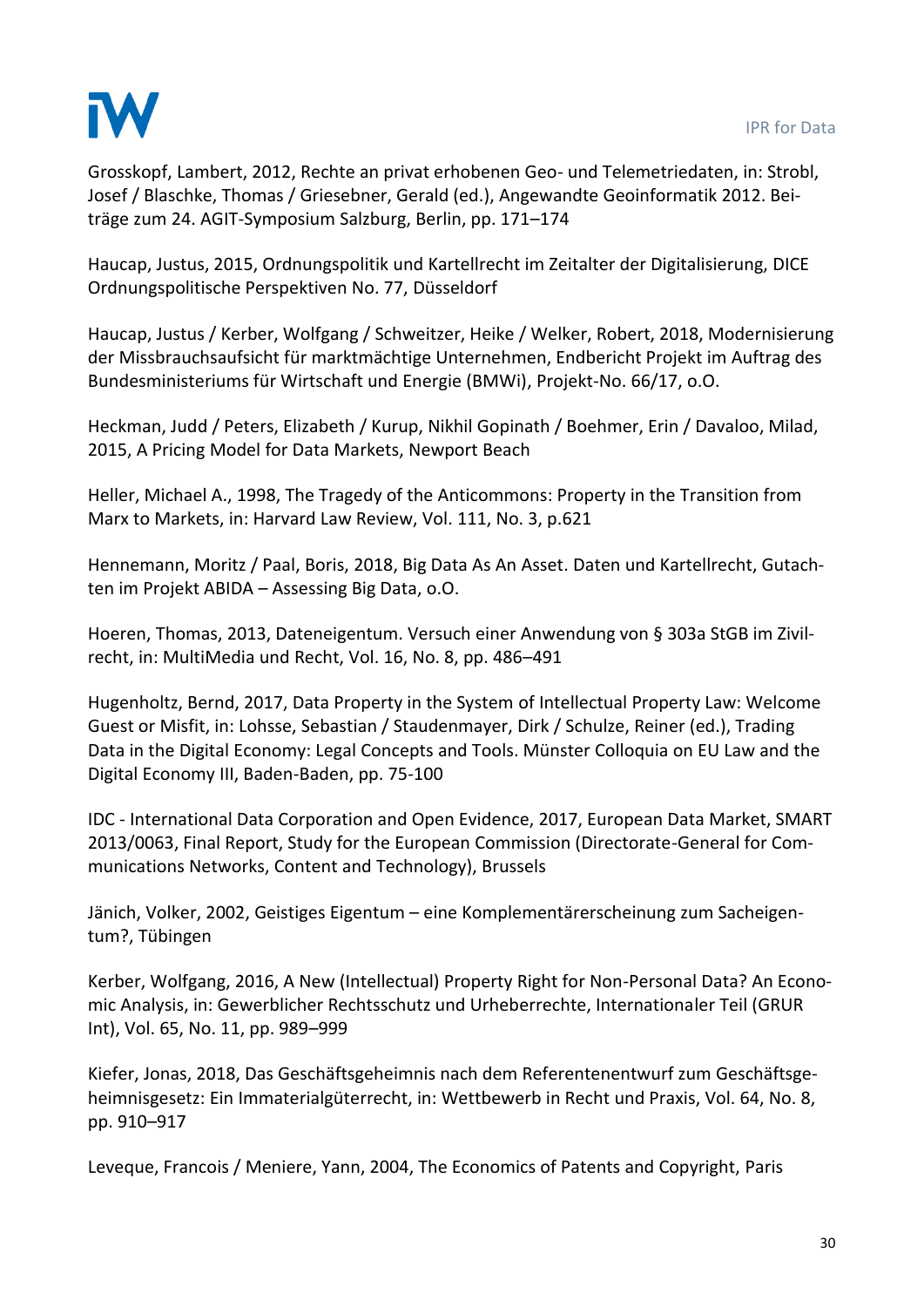Grosskopf, Lambert, 2012, Rechte an privat erhobenen Geo- und Telemetriedaten, in: Strobl, Josef / Blaschke, Thomas / Griesebner, Gerald (ed.), Angewandte Geoinformatik 2012. Beiträge zum 24. AGIT-Symposium Salzburg, Berlin, pp. 171–174

Haucap, Justus, 2015, Ordnungspolitik und Kartellrecht im Zeitalter der Digitalisierung, DICE Ordnungspolitische Perspektiven No. 77, Düsseldorf

Haucap, Justus / Kerber, Wolfgang / Schweitzer, Heike / Welker, Robert, 2018, Modernisierung der Missbrauchsaufsicht für marktmächtige Unternehmen, Endbericht Projekt im Auftrag des Bundesministeriums für Wirtschaft und Energie (BMWi), Projekt-No. 66/17, o.O.

Heckman, Judd / Peters, Elizabeth / Kurup, Nikhil Gopinath / Boehmer, Erin / Davaloo, Milad, 2015, A Pricing Model for Data Markets, Newport Beach

Heller, Michael A., 1998, The Tragedy of the Anticommons: Property in the Transition from Marx to Markets, in: Harvard Law Review, Vol. 111, No. 3, p.621

Hennemann, Moritz / Paal, Boris, 2018, Big Data As An Asset. Daten und Kartellrecht, Gutachten im Projekt ABIDA – Assessing Big Data, o.O.

Hoeren, Thomas, 2013, Dateneigentum. Versuch einer Anwendung von § 303a StGB im Zivilrecht, in: MultiMedia und Recht, Vol. 16, No. 8, pp. 486–491

Hugenholtz, Bernd, 2017, Data Property in the System of Intellectual Property Law: Welcome Guest or Misfit, in: Lohsse, Sebastian / Staudenmayer, Dirk / Schulze, Reiner (ed.), Trading Data in the Digital Economy: Legal Concepts and Tools. Münster Colloquia on EU Law and the Digital Economy III, Baden-Baden, pp. 75-100

IDC - International Data Corporation and Open Evidence, 2017, European Data Market, SMART 2013/0063, Final Report, Study for the European Commission (Directorate-General for Communications Networks, Content and Technology), Brussels

Jänich, Volker, 2002, Geistiges Eigentum – eine Komplementärerscheinung zum Sacheigentum?, Tübingen

Kerber, Wolfgang, 2016, A New (Intellectual) Property Right for Non-Personal Data? An Economic Analysis, in: Gewerblicher Rechtsschutz und Urheberrechte, Internationaler Teil (GRUR Int), Vol. 65, No. 11, pp. 989–999

Kiefer, Jonas, 2018, Das Geschäftsgeheimnis nach dem Referentenentwurf zum Geschäftsgeheimnisgesetz: Ein Immaterialgüterrecht, in: Wettbewerb in Recht und Praxis, Vol. 64, No. 8, pp. 910–917

Leveque, Francois / Meniere, Yann, 2004, The Economics of Patents and Copyright, Paris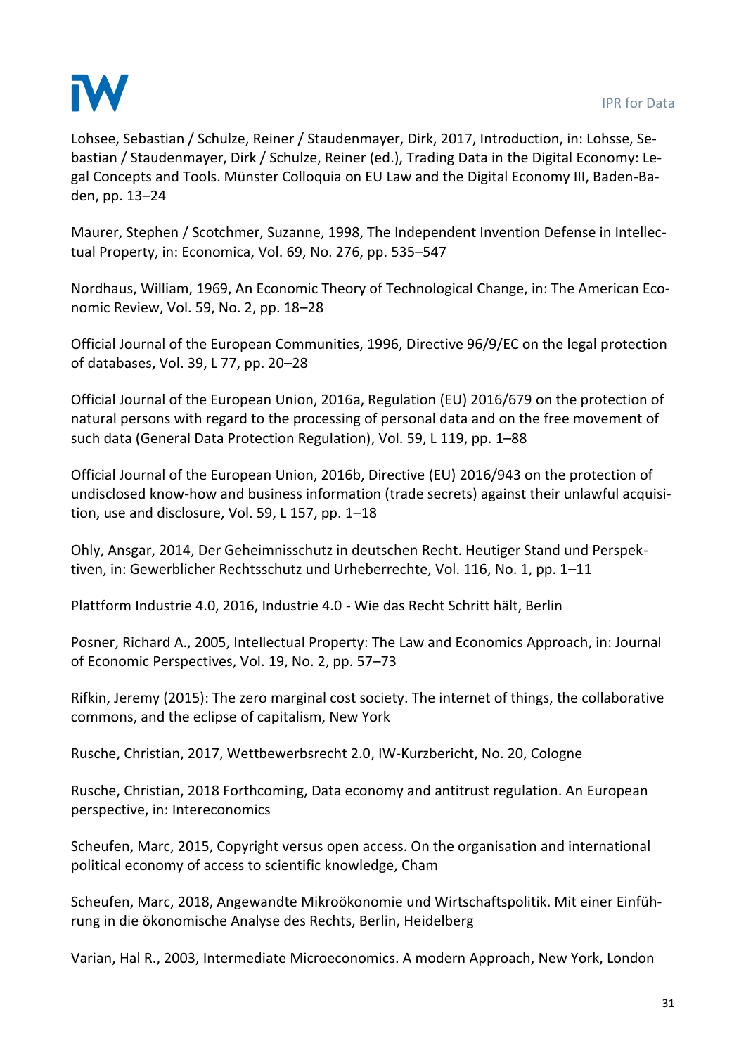Lohsee, Sebastian / Schulze, Reiner / Staudenmayer, Dirk, 2017, Introduction, in: Lohsse, Sebastian / Staudenmayer, Dirk / Schulze, Reiner (ed.), Trading Data in the Digital Economy: Legal Concepts and Tools. Münster Colloquia on EU Law and the Digital Economy III, Baden-Baden, pp. 13–24

Maurer, Stephen / Scotchmer, Suzanne, 1998, The Independent Invention Defense in Intellectual Property, in: Economica, Vol. 69, No. 276, pp. 535–547

Nordhaus, William, 1969, An Economic Theory of Technological Change, in: The American Economic Review, Vol. 59, No. 2, pp. 18–28

Official Journal of the European Communities, 1996, Directive 96/9/EC on the legal protection of databases, Vol. 39, L 77, pp. 20–28

Official Journal of the European Union, 2016a, Regulation (EU) 2016/679 on the protection of natural persons with regard to the processing of personal data and on the free movement of such data (General Data Protection Regulation), Vol. 59, L 119, pp. 1–88

Official Journal of the European Union, 2016b, Directive (EU) 2016/943 on the protection of undisclosed know-how and business information (trade secrets) against their unlawful acquisition, use and disclosure, Vol. 59, L 157, pp. 1–18

Ohly, Ansgar, 2014, Der Geheimnisschutz in deutschen Recht. Heutiger Stand und Perspektiven, in: Gewerblicher Rechtsschutz und Urheberrechte, Vol. 116, No. 1, pp. 1–11

Plattform Industrie 4.0, 2016, Industrie 4.0 - Wie das Recht Schritt hält, Berlin

Posner, Richard A., 2005, Intellectual Property: The Law and Economics Approach, in: Journal of Economic Perspectives, Vol. 19, No. 2, pp. 57–73

Rifkin, Jeremy (2015): The zero marginal cost society. The internet of things, the collaborative commons, and the eclipse of capitalism, New York

Rusche, Christian, 2017, Wettbewerbsrecht 2.0, IW-Kurzbericht, No. 20, Cologne

Rusche, Christian, 2018 Forthcoming, Data economy and antitrust regulation. An European perspective, in: Intereconomics

Scheufen, Marc, 2015, Copyright versus open access. On the organisation and international political economy of access to scientific knowledge, Cham

Scheufen, Marc, 2018, Angewandte Mikroökonomie und Wirtschaftspolitik. Mit einer Einführung in die ökonomische Analyse des Rechts, Berlin, Heidelberg

Varian, Hal R., 2003, Intermediate Microeconomics. A modern Approach, New York, London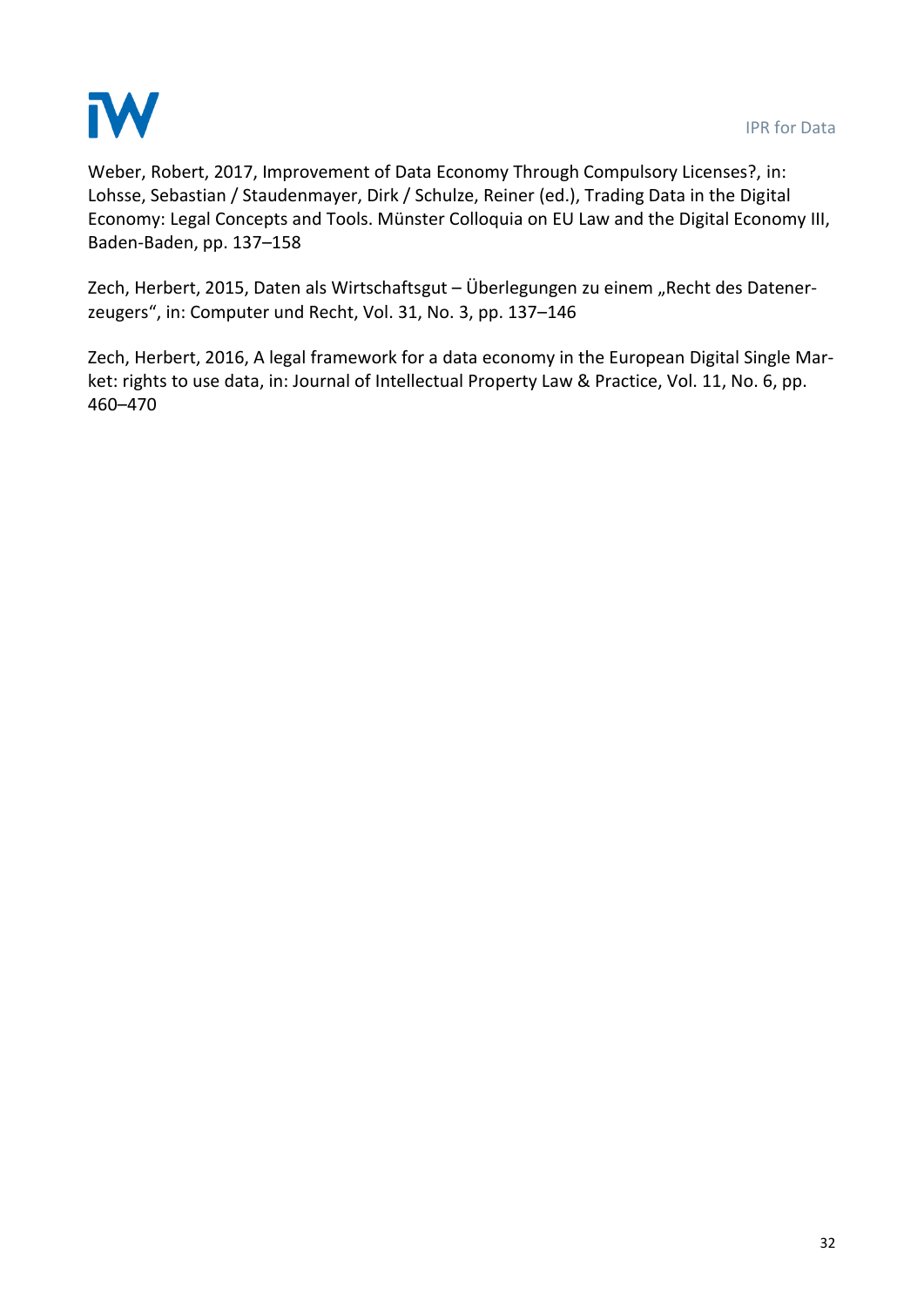Weber, Robert, 2017, Improvement of Data Economy Through Compulsory Licenses?, in: Lohsse, Sebastian / Staudenmayer, Dirk / Schulze, Reiner (ed.), Trading Data in the Digital Economy: Legal Concepts and Tools. Münster Colloquia on EU Law and the Digital Economy III, Baden-Baden, pp. 137–158

Zech, Herbert, 2015, Daten als Wirtschaftsgut – Überlegungen zu einem „Recht des Datenerzeugers“, in: Computer und Recht, Vol. 31, No. 3, pp. 137–146

Zech, Herbert, 2016, A legal framework for a data economy in the European Digital Single Market: rights to use data, in: Journal of Intellectual Property Law & Practice, Vol. 11, No. 6, pp. 460–470